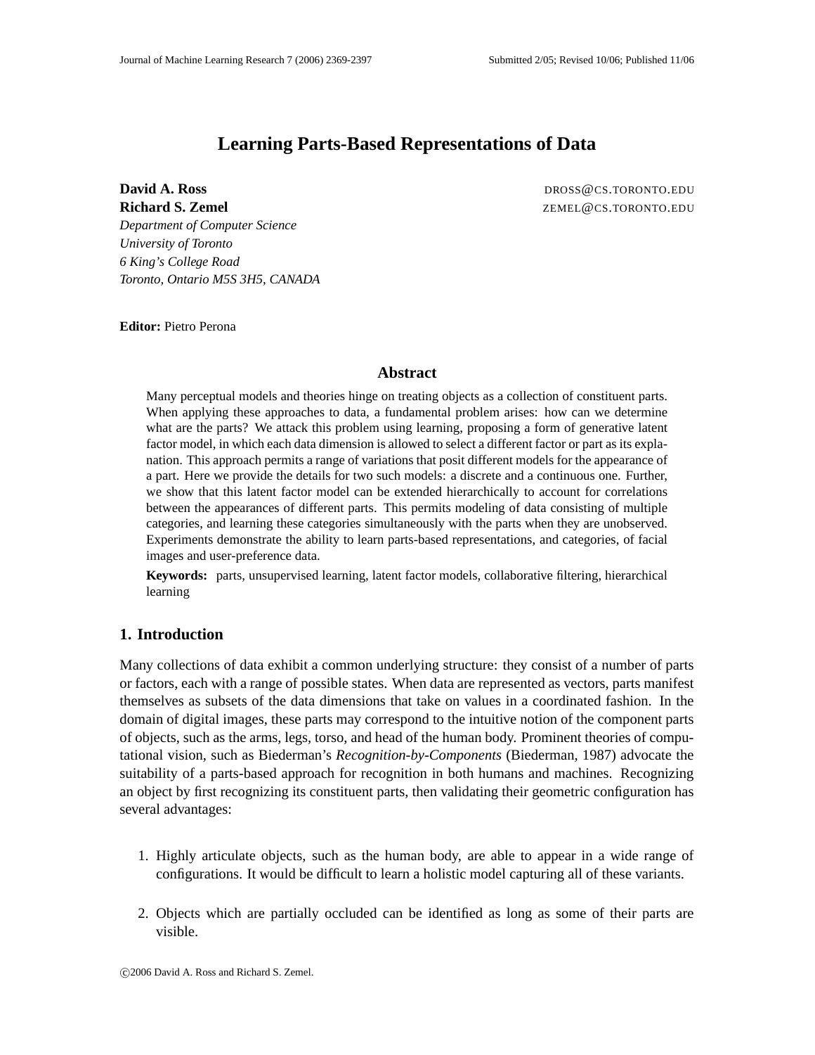# Learning Parts-Based Representations of Data

**David A. Ross** DROSS@CS.TORONTO.EDU
**Richard S. Zemel** ZEMEL@CS.TORONTO.EDU
*Department of Computer Science*
*University of Toronto*
*6 King's College Road*
*Toronto, Ontario M5S 3H5, CANADA*

**Editor:** Pietro Perona

## Abstract

Many perceptual models and theories hinge on treating objects as a collection of constituent parts. When applying these approaches to data, a fundamental problem arises: how can we determine what are the parts? We attack this problem using learning, proposing a form of generative latent factor model, in which each data dimension is allowed to select a different factor or part as its explanation. This approach permits a range of variations that posit different models for the appearance of a part. Here we provide the details for two such models: a discrete and a continuous one. Further, we show that this latent factor model can be extended hierarchically to account for correlations between the appearances of different parts. This permits modeling of data consisting of multiple categories, and learning these categories simultaneously with the parts when they are unobserved. Experiments demonstrate the ability to learn parts-based representations, and categories, of facial images and user-preference data.

**Keywords:** parts, unsupervised learning, latent factor models, collaborative filtering, hierarchical learning

## 1. Introduction

Many collections of data exhibit a common underlying structure: they consist of a number of parts or factors, each with a range of possible states. When data are represented as vectors, parts manifest themselves as subsets of the data dimensions that take on values in a coordinated fashion. In the domain of digital images, these parts may correspond to the intuitive notion of the component parts of objects, such as the arms, legs, torso, and head of the human body. Prominent theories of computational vision, such as Biederman's *Recognition-by-Components* (Biederman, 1987) advocate the suitability of a parts-based approach for recognition in both humans and machines. Recognizing an object by first recognizing its constituent parts, then validating their geometric configuration has several advantages:

1. Highly articulate objects, such as the human body, are able to appear in a wide range of configurations. It would be difficult to learn a holistic model capturing all of these variants.

2. Objects which are partially occluded can be identified as long as some of their parts are visible.

©2006 David A. Ross and Richard S. Zemel.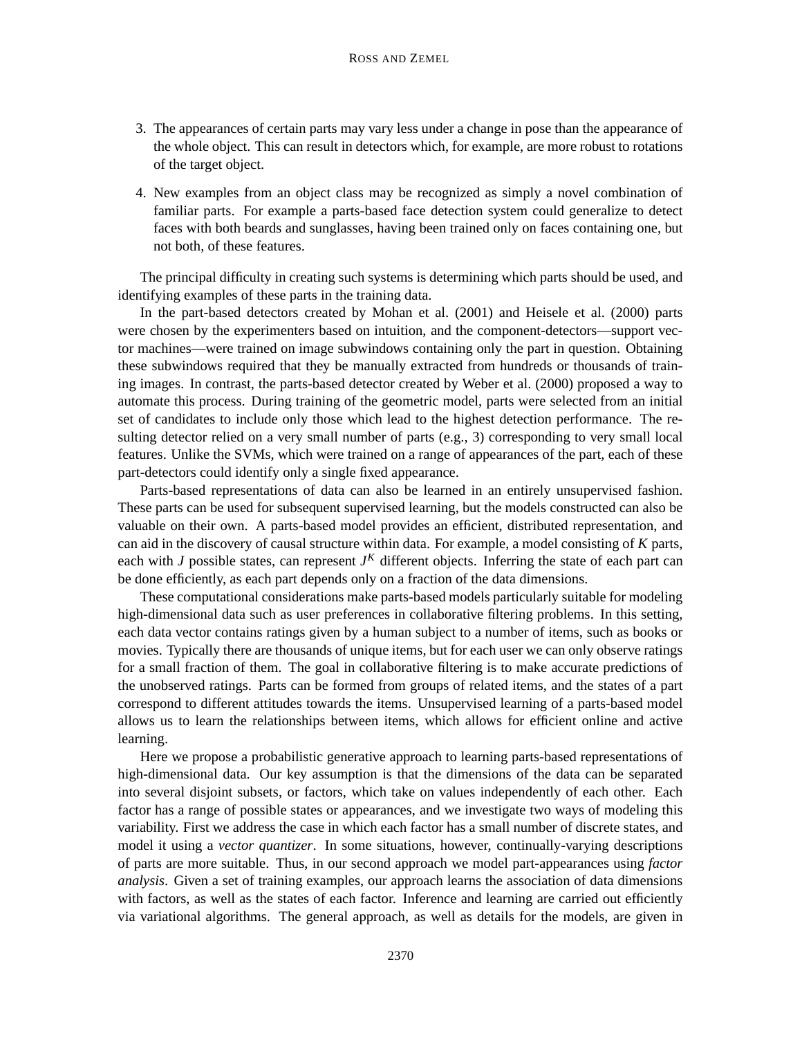3. The appearances of certain parts may vary less under a change in pose than the appearance of the whole object. This can result in detectors which, for example, are more robust to rotations of the target object.

4. New examples from an object class may be recognized as simply a novel combination of familiar parts. For example a parts-based face detection system could generalize to detect faces with both beards and sunglasses, having been trained only on faces containing one, but not both, of these features.

The principal difficulty in creating such systems is determining which parts should be used, and identifying examples of these parts in the training data.

In the part-based detectors created by Mohan et al. (2001) and Heisele et al. (2000) parts were chosen by the experimenters based on intuition, and the component-detectors—support vector machines—were trained on image subwindows containing only the part in question. Obtaining these subwindows required that they be manually extracted from hundreds or thousands of training images. In contrast, the parts-based detector created by Weber et al. (2000) proposed a way to automate this process. During training of the geometric model, parts were selected from an initial set of candidates to include only those which lead to the highest detection performance. The resulting detector relied on a very small number of parts (e.g., 3) corresponding to very small local features. Unlike the SVMs, which were trained on a range of appearances of the part, each of these part-detectors could identify only a single fixed appearance.

Parts-based representations of data can also be learned in an entirely unsupervised fashion. These parts can be used for subsequent supervised learning, but the models constructed can also be valuable on their own. A parts-based model provides an efficient, distributed representation, and can aid in the discovery of causal structure within data. For example, a model consisting of $K$ parts, each with $J$ possible states, can represent $J^K$ different objects. Inferring the state of each part can be done efficiently, as each part depends only on a fraction of the data dimensions.

These computational considerations make parts-based models particularly suitable for modeling high-dimensional data such as user preferences in collaborative filtering problems. In this setting, each data vector contains ratings given by a human subject to a number of items, such as books or movies. Typically there are thousands of unique items, but for each user we can only observe ratings for a small fraction of them. The goal in collaborative filtering is to make accurate predictions of the unobserved ratings. Parts can be formed from groups of related items, and the states of a part correspond to different attitudes towards the items. Unsupervised learning of a parts-based model allows us to learn the relationships between items, which allows for efficient online and active learning.

Here we propose a probabilistic generative approach to learning parts-based representations of high-dimensional data. Our key assumption is that the dimensions of the data can be separated into several disjoint subsets, or factors, which take on values independently of each other. Each factor has a range of possible states or appearances, and we investigate two ways of modeling this variability. First we address the case in which each factor has a small number of discrete states, and model it using a *vector quantizer*. In some situations, however, continually-varying descriptions of parts are more suitable. Thus, in our second approach we model part-appearances using *factor analysis*. Given a set of training examples, our approach learns the association of data dimensions with factors, as well as the states of each factor. Inference and learning are carried out efficiently via variational algorithms. The general approach, as well as details for the models, are given in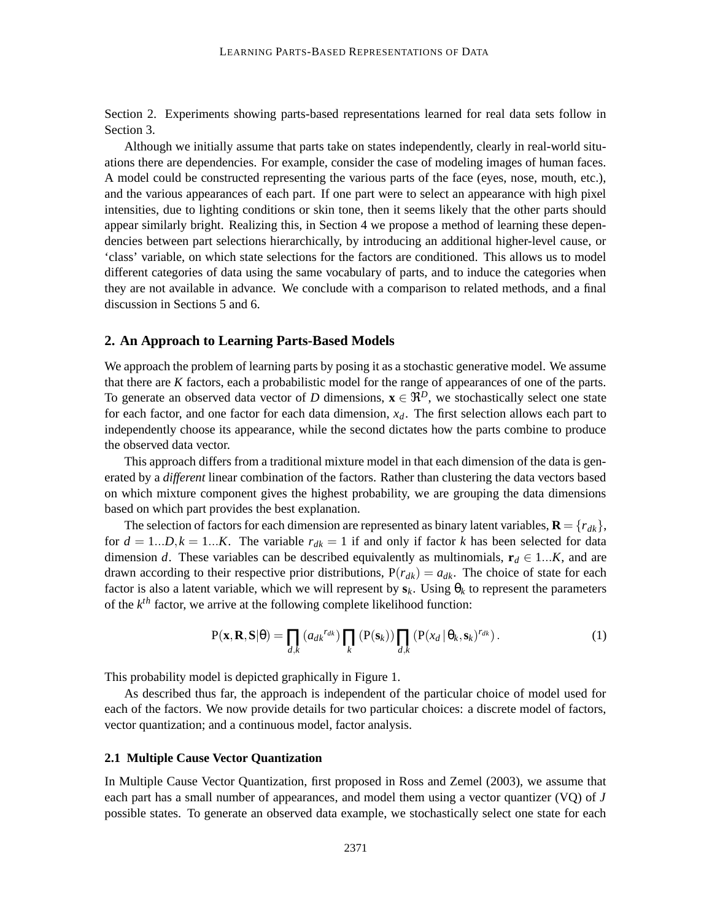Section 2. Experiments showing parts-based representations learned for real data sets follow in Section 3.

Although we initially assume that parts take on states independently, clearly in real-world situations there are dependencies. For example, consider the case of modeling images of human faces. A model could be constructed representing the various parts of the face (eyes, nose, mouth, etc.), and the various appearances of each part. If one part were to select an appearance with high pixel intensities, due to lighting conditions or skin tone, then it seems likely that the other parts should appear similarly bright. Realizing this, in Section 4 we propose a method of learning these dependencies between part selections hierarchically, by introducing an additional higher-level cause, or 'class' variable, on which state selections for the factors are conditioned. This allows us to model different categories of data using the same vocabulary of parts, and to induce the categories when they are not available in advance. We conclude with a comparison to related methods, and a final discussion in Sections 5 and 6.

## 2. An Approach to Learning Parts-Based Models

We approach the problem of learning parts by posing it as a stochastic generative model. We assume that there are $K$ factors, each a probabilistic model for the range of appearances of one of the parts. To generate an observed data vector of $D$ dimensions, $\mathbf{x} \in \Re^D$, we stochastically select one state for each factor, and one factor for each data dimension, $x_d$. The first selection allows each part to independently choose its appearance, while the second dictates how the parts combine to produce the observed data vector.

This approach differs from a traditional mixture model in that each dimension of the data is generated by a *different* linear combination of the factors. Rather than clustering the data vectors based on which mixture component gives the highest probability, we are grouping the data dimensions based on which part provides the best explanation.

The selection of factors for each dimension are represented as binary latent variables, $\mathbf{R} = \{r_{dk}\}$, for $d = 1...D, k = 1...K$. The variable $r_{dk} = 1$ if and only if factor $k$ has been selected for data dimension $d$. These variables can be described equivalently as multinomials, $\mathbf{r}_d \in 1...K$, and are drawn according to their respective prior distributions, $\mathrm{P}(r_{dk}) = a_{dk}$. The choice of state for each factor is also a latent variable, which we will represent by $\mathbf{s}_k$. Using $\theta_k$ to represent the parameters of the $k^{th}$ factor, we arrive at the following complete likelihood function:

$$\mathrm{P}(\mathbf{x}, \mathbf{R}, \mathbf{S}|\theta) = \prod_{d,k} \left({a_{dk}}^{r_{dk}}\right) \prod_{k} \left(\mathrm{P}(\mathbf{s}_k)\right) \prod_{d,k} \left(\mathrm{P}(x_d \,|\, \theta_k, \mathbf{s}_k)^{r_{dk}}\right). \tag{1}$$

This probability model is depicted graphically in Figure 1.

As described thus far, the approach is independent of the particular choice of model used for each of the factors. We now provide details for two particular choices: a discrete model of factors, vector quantization; and a continuous model, factor analysis.

### 2.1 Multiple Cause Vector Quantization

In Multiple Cause Vector Quantization, first proposed in Ross and Zemel (2003), we assume that each part has a small number of appearances, and model them using a vector quantizer (VQ) of $J$ possible states. To generate an observed data example, we stochastically select one state for each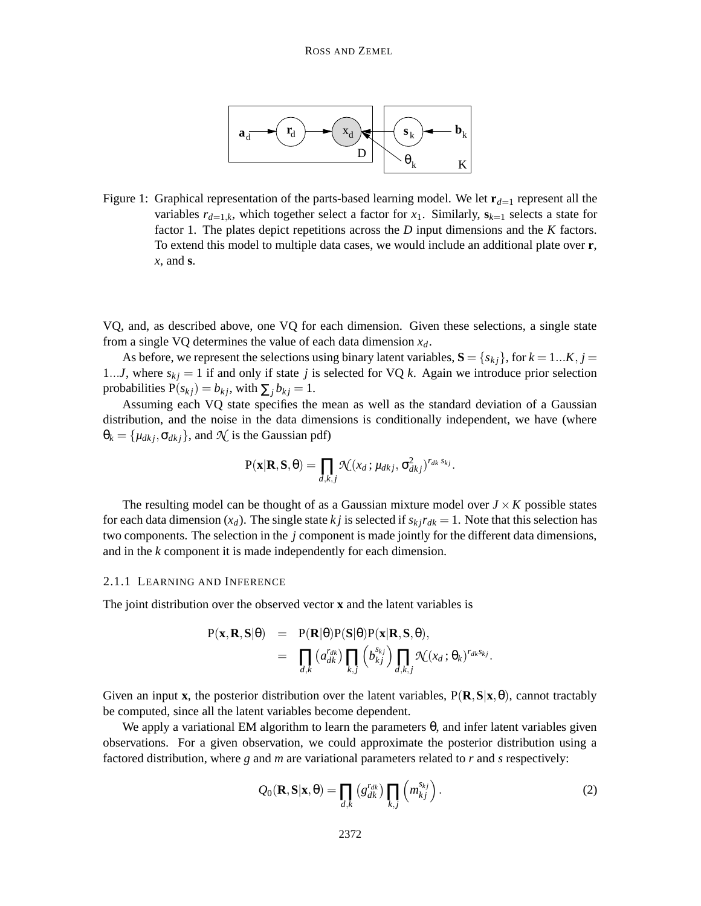Figure 1: Graphical representation of the parts-based learning model. We let $\mathbf{r}_{d=1}$ represent all the variables $r_{d=1,k}$, which together select a factor for $x_1$. Similarly, $\mathbf{s}_{k=1}$ selects a state for factor 1. The plates depict repetitions across the $D$ input dimensions and the $K$ factors. To extend this model to multiple data cases, we would include an additional plate over $\mathbf{r}$, $x$, and $\mathbf{s}$.

VQ, and, as described above, one VQ for each dimension. Given these selections, a single state from a single VQ determines the value of each data dimension $x_d$.

As before, we represent the selections using binary latent variables, $\mathbf{S} = \{s_{kj}\}$, for $k = 1...K$, $j = 1...J$, where $s_{kj} = 1$ if and only if state $j$ is selected for VQ $k$. Again we introduce prior selection probabilities $\mathrm{P}(s_{kj}) = b_{kj}$, with $\sum_j b_{kj} = 1$.

Assuming each VQ state specifies the mean as well as the standard deviation of a Gaussian distribution, and the noise in the data dimensions is conditionally independent, we have (where $\theta_k = \{\mu_{dkj}, \sigma_{dkj}\}$, and $\mathcal{N}$ is the Gaussian pdf)

$$\mathrm{P}(\mathbf{x}|\mathbf{R},\mathbf{S},\theta) = \prod_{d,k,j} \mathcal{N}(x_d\,;\mu_{dkj},\sigma^2_{dkj})^{r_{dk}\,s_{kj}}.$$

The resulting model can be thought of as a Gaussian mixture model over $J \times K$ possible states for each data dimension ($x_d$). The single state $kj$ is selected if $s_{kj} r_{dk} = 1$. Note that this selection has two components. The selection in the $j$ component is made jointly for the different data dimensions, and in the $k$ component it is made independently for each dimension.

### 2.1.1 Learning and Inference

The joint distribution over the observed vector $\mathbf{x}$ and the latent variables is

$$\begin{aligned}
\mathrm{P}(\mathbf{x},\mathbf{R},\mathbf{S}|\theta) &= \mathrm{P}(\mathbf{R}|\theta)\mathrm{P}(\mathbf{S}|\theta)\mathrm{P}(\mathbf{x}|\mathbf{R},\mathbf{S},\theta), \\
&= \prod_{d,k}\left(a_{dk}^{r_{dk}}\right)\prod_{k,j}\left(b_{kj}^{s_{kj}}\right)\prod_{d,k,j}\mathcal{N}(x_d\,;\theta_k)^{r_{dk}s_{kj}}.
\end{aligned}$$

Given an input $\mathbf{x}$, the posterior distribution over the latent variables, $\mathrm{P}(\mathbf{R},\mathbf{S}|\mathbf{x},\theta)$, cannot tractably be computed, since all the latent variables become dependent.

We apply a variational EM algorithm to learn the parameters $\theta$, and infer latent variables given observations. For a given observation, we could approximate the posterior distribution using a factored distribution, where $g$ and $m$ are variational parameters related to $r$ and $s$ respectively:

$$Q_0(\mathbf{R},\mathbf{S}|\mathbf{x},\theta) = \prod_{d,k}\left(g_{dk}^{r_{dk}}\right)\prod_{k,j}\left(m_{kj}^{s_{kj}}\right). \tag{2}$$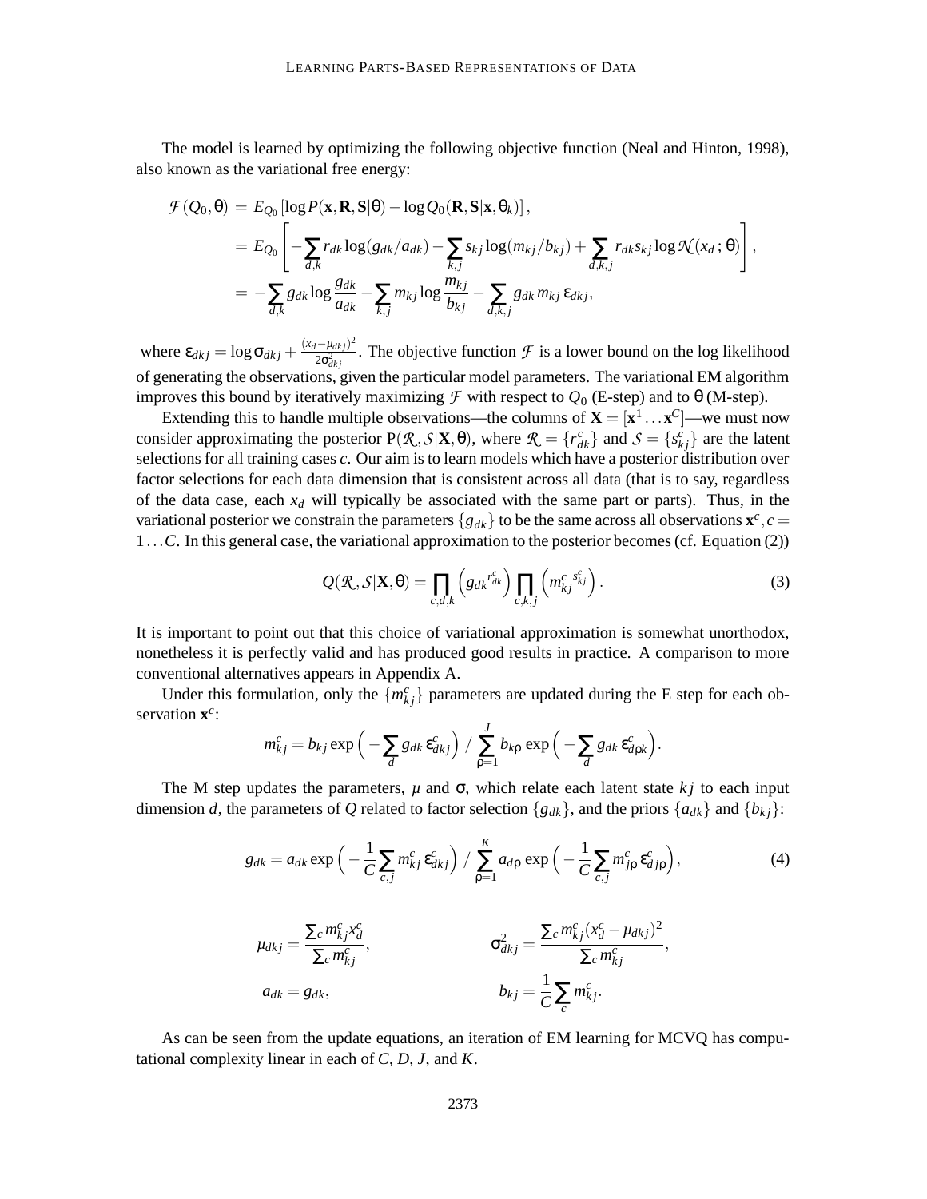The model is learned by optimizing the following objective function (Neal and Hinton, 1998), also known as the variational free energy:

$$
\begin{aligned}
\mathcal{F}(Q_0,\theta) &= E_{Q_0}\left[\log P(\mathbf{x},\mathbf{R},\mathbf{S}|\theta) - \log Q_0(\mathbf{R},\mathbf{S}|\mathbf{x},\theta_k)\right], \\
&= E_{Q_0}\left[-\sum_{d,k} r_{dk}\log(g_{dk}/a_{dk}) - \sum_{k,j} s_{kj}\log(m_{kj}/b_{kj}) + \sum_{d,k,j} r_{dk}s_{kj}\log\mathcal{N}(x_d\,;\theta)\right], \\
&= -\sum_{d,k} g_{dk}\log\frac{g_{dk}}{a_{dk}} - \sum_{k,j} m_{kj}\log\frac{m_{kj}}{b_{kj}} - \sum_{d,k,j} g_{dk}\,m_{kj}\,\varepsilon_{dkj},
\end{aligned}
$$

where $\varepsilon_{dkj} = \log\sigma_{dkj} + \frac{(x_d-\mu_{dkj})^2}{2\sigma^2_{dkj}}$. The objective function $\mathcal{F}$ is a lower bound on the log likelihood of generating the observations, given the particular model parameters. The variational EM algorithm improves this bound by iteratively maximizing $\mathcal{F}$ with respect to $Q_0$ (E-step) and to $\theta$ (M-step).

Extending this to handle multiple observations—the columns of $\mathbf{X} = [\mathbf{x}^1 \ldots \mathbf{x}^C]$—we must now consider approximating the posterior $\mathrm{P}(\mathcal{R},\mathcal{S}|\mathbf{X},\theta)$, where $\mathcal{R} = \{r^c_{dk}\}$ and $\mathcal{S} = \{s^c_{kj}\}$ are the latent selections for all training cases $c$. Our aim is to learn models which have a posterior distribution over factor selections for each data dimension that is consistent across all data (that is to say, regardless of the data case, each $x_d$ will typically be associated with the same part or parts). Thus, in the variational posterior we constrain the parameters $\{g_{dk}\}$ to be the same across all observations $\mathbf{x}^c, c = 1\ldots C$. In this general case, the variational approximation to the posterior becomes (cf. Equation (2))

$$
Q(\mathcal{R},\mathcal{S}|\mathbf{X},\theta) = \prod_{c,d,k}\left(g_{dk}{}^{r^c_{dk}}\right)\prod_{c,k,j}\left(m^c_{kj}{}^{s^c_{kj}}\right). \tag{3}
$$

It is important to point out that this choice of variational approximation is somewhat unorthodox, nonetheless it is perfectly valid and has produced good results in practice. A comparison to more conventional alternatives appears in Appendix A.

Under this formulation, only the $\{m^c_{kj}\}$ parameters are updated during the E step for each observation $\mathbf{x}^c$:

$$
m^c_{kj} = b_{kj}\exp\Big(-\sum_d g_{dk}\,\varepsilon^c_{dkj}\Big)\;/\;\sum_{\rho=1}^{J} b_{k\rho}\exp\Big(-\sum_d g_{dk}\,\varepsilon^c_{d\rho k}\Big).
$$

The M step updates the parameters, $\mu$ and $\sigma$, which relate each latent state $kj$ to each input dimension $d$, the parameters of $Q$ related to factor selection $\{g_{dk}\}$, and the priors $\{a_{dk}\}$ and $\{b_{kj}\}$:

$$
g_{dk} = a_{dk}\exp\Big(-\frac{1}{C}\sum_{c,j} m^c_{kj}\,\varepsilon^c_{dkj}\Big)\;/\;\sum_{\rho=1}^{K} a_{d\rho}\exp\Big(-\frac{1}{C}\sum_{c,j} m^c_{j\rho}\,\varepsilon^c_{dj\rho}\Big), \tag{4}
$$

$$
\mu_{dkj} = \frac{\sum_c m^c_{kj}x^c_d}{\sum_c m^c_{kj}}, \qquad \sigma^2_{dkj} = \frac{\sum_c m^c_{kj}(x^c_d-\mu_{dkj})^2}{\sum_c m^c_{kj}},
$$

$$
a_{dk} = g_{dk}, \qquad b_{kj} = \frac{1}{C}\sum_c m^c_{kj}.
$$

As can be seen from the update equations, an iteration of EM learning for MCVQ has computational complexity linear in each of $C$, $D$, $J$, and $K$.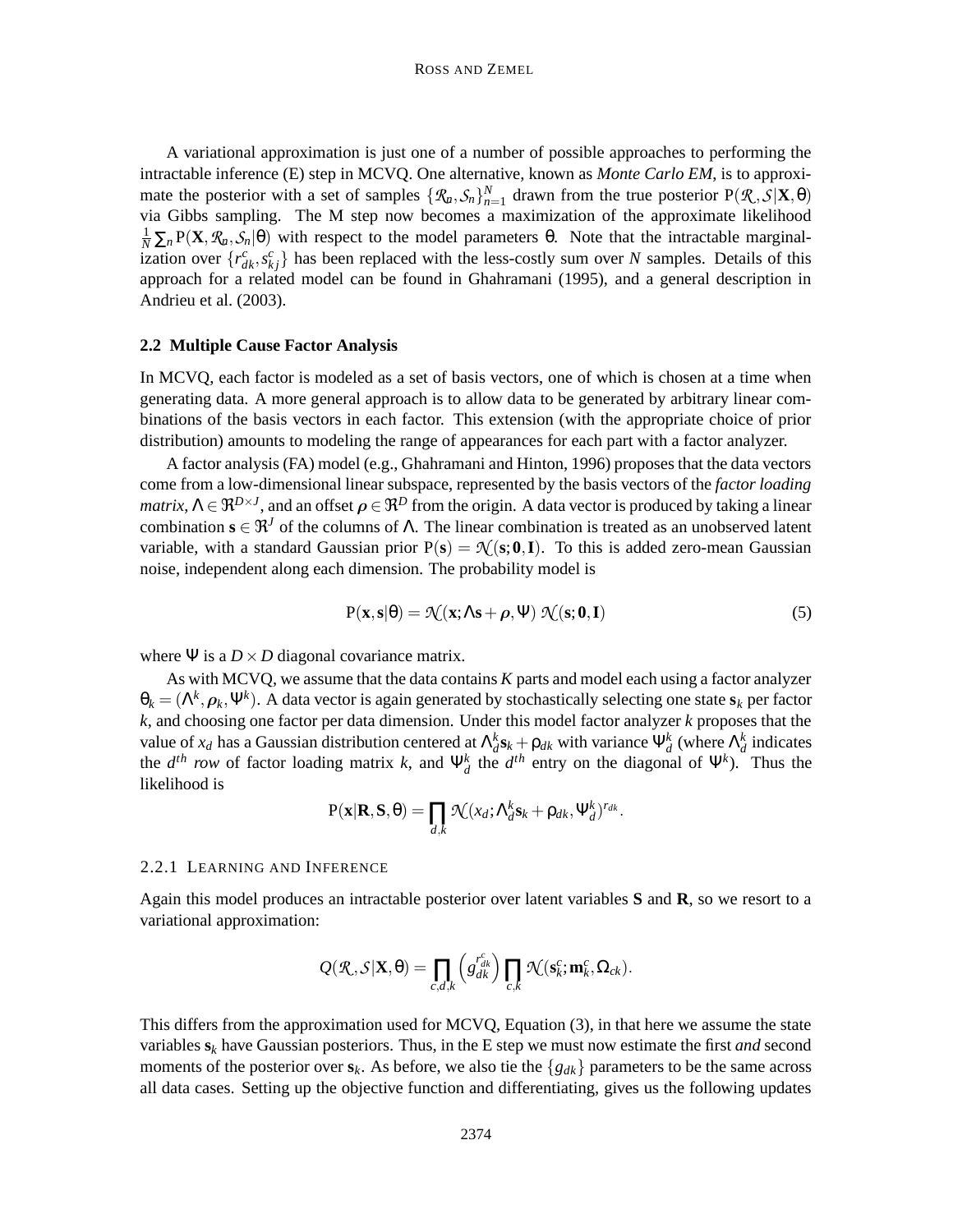A variational approximation is just one of a number of possible approaches to performing the intractable inference (E) step in MCVQ. One alternative, known as *Monte Carlo EM*, is to approximate the posterior with a set of samples $\{\mathcal{R}_n, \mathcal{S}_n\}_{n=1}^{N}$ drawn from the true posterior $\mathrm{P}(\mathcal{R}, \mathcal{S}|\mathbf{X}, \theta)$ via Gibbs sampling. The M step now becomes a maximization of the approximate likelihood $\frac{1}{N}\sum_n \mathrm{P}(\mathbf{X}, \mathcal{R}_n, \mathcal{S}_n|\theta)$ with respect to the model parameters $\theta$. Note that the intractable marginalization over $\{r_{dk}^c, s_{kj}^c\}$ has been replaced with the less-costly sum over $N$ samples. Details of this approach for a related model can be found in Ghahramani (1995), and a general description in Andrieu et al. (2003).

### 2.2 Multiple Cause Factor Analysis

In MCVQ, each factor is modeled as a set of basis vectors, one of which is chosen at a time when generating data. A more general approach is to allow data to be generated by arbitrary linear combinations of the basis vectors in each factor. This extension (with the appropriate choice of prior distribution) amounts to modeling the range of appearances for each part with a factor analyzer.

A factor analysis (FA) model (e.g., Ghahramani and Hinton, 1996) proposes that the data vectors come from a low-dimensional linear subspace, represented by the basis vectors of the *factor loading matrix*, $\Lambda \in \Re^{D \times J}$, and an offset $\boldsymbol{\rho} \in \Re^D$ from the origin. A data vector is produced by taking a linear combination $\mathbf{s} \in \Re^J$ of the columns of $\Lambda$. The linear combination is treated as an unobserved latent variable, with a standard Gaussian prior $\mathrm{P}(\mathbf{s}) = \mathcal{N}(\mathbf{s}; \mathbf{0}, \mathbf{I})$. To this is added zero-mean Gaussian noise, independent along each dimension. The probability model is

$$\mathrm{P}(\mathbf{x}, \mathbf{s}|\theta) = \mathcal{N}(\mathbf{x}; \Lambda\mathbf{s} + \boldsymbol{\rho}, \Psi)\, \mathcal{N}(\mathbf{s}; \mathbf{0}, \mathbf{I}) \tag{5}$$

where $\Psi$ is a $D \times D$ diagonal covariance matrix.

As with MCVQ, we assume that the data contains $K$ parts and model each using a factor analyzer $\theta_k = (\Lambda^k, \boldsymbol{\rho}_k, \Psi^k)$. A data vector is again generated by stochastically selecting one state $\mathbf{s}_k$ per factor $k$, and choosing one factor per data dimension. Under this model factor analyzer $k$ proposes that the value of $x_d$ has a Gaussian distribution centered at $\Lambda_d^k \mathbf{s}_k + \rho_{dk}$ with variance $\Psi_d^k$ (where $\Lambda_d^k$ indicates the $d^{th}$ *row* of factor loading matrix $k$, and $\Psi_d^k$ the $d^{th}$ entry on the diagonal of $\Psi^k$). Thus the likelihood is

$$\mathrm{P}(\mathbf{x}|\mathbf{R}, \mathbf{S}, \theta) = \prod_{d,k} \mathcal{N}(x_d; \Lambda_d^k \mathbf{s}_k + \rho_{dk}, \Psi_d^k)^{r_{dk}}.$$

#### 2.2.1 Learning and Inference

Again this model produces an intractable posterior over latent variables $\mathbf{S}$ and $\mathbf{R}$, so we resort to a variational approximation:

$$Q(\mathcal{R}, \mathcal{S}|\mathbf{X}, \theta) = \prod_{c,d,k} \left( g_{dk}^{r_{dk}^c} \right) \prod_{c,k} \mathcal{N}(\mathbf{s}_k^c; \mathbf{m}_k^c, \Omega_{ck}).$$

This differs from the approximation used for MCVQ, Equation (3), in that here we assume the state variables $\mathbf{s}_k$ have Gaussian posteriors. Thus, in the E step we must now estimate the first *and* second moments of the posterior over $\mathbf{s}_k$. As before, we also tie the $\{g_{dk}\}$ parameters to be the same across all data cases. Setting up the objective function and differentiating, gives us the following updates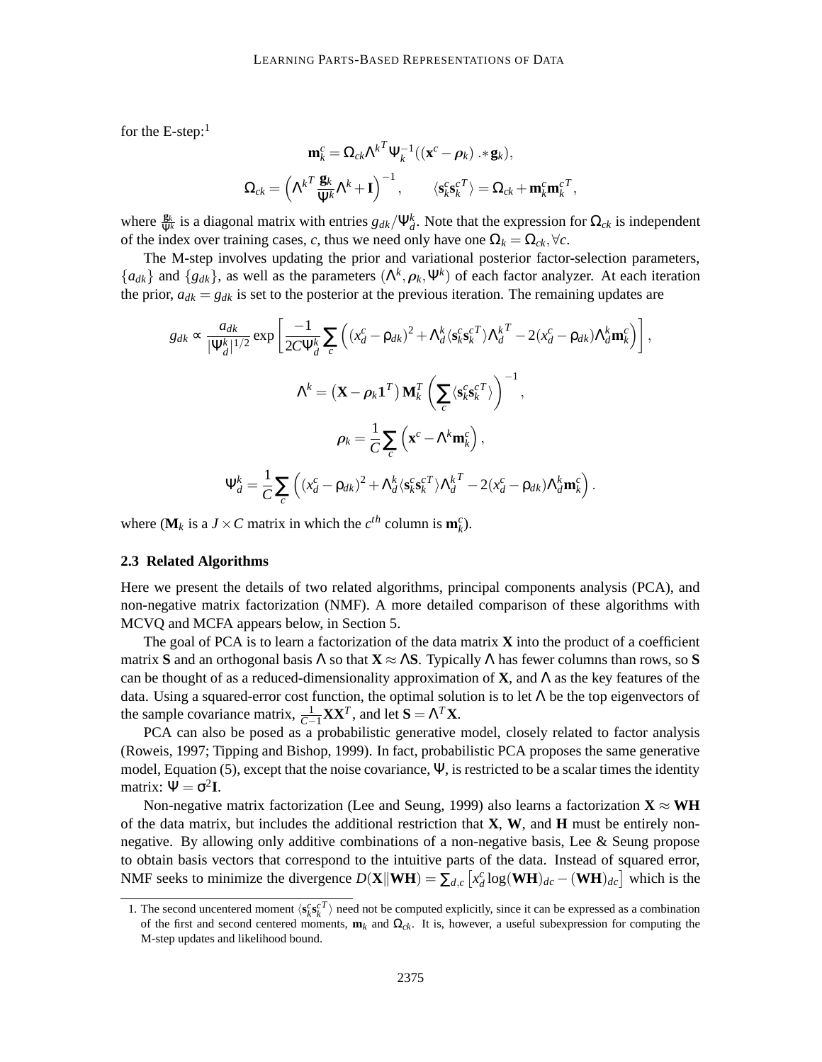for the E-step:[1]

$$\mathbf{m}_k^c = \Omega_{ck} \Lambda^{k^T} \Psi_k^{-1} ((\mathbf{x}^c - \rho_k) \, .* \, \mathbf{g}_k),$$

$$\Omega_{ck} = \left( \Lambda^{k^T} \frac{\mathbf{g}_k}{\Psi^k} \Lambda^k + \mathbf{I} \right)^{-1}, \qquad \langle \mathbf{s}_k^c \mathbf{s}_k^{c^T} \rangle = \Omega_{ck} + \mathbf{m}_k^c \mathbf{m}_k^{c^T},$$

where $\frac{\mathbf{g}_k}{\Psi^k}$ is a diagonal matrix with entries $g_{dk}/\Psi_d^k$. Note that the expression for $\Omega_{ck}$ is independent of the index over training cases, $c$, thus we need only have one $\Omega_k = \Omega_{ck}, \forall c$.

The M-step involves updating the prior and variational posterior factor-selection parameters, $\{a_{dk}\}$ and $\{g_{dk}\}$, as well as the parameters $(\Lambda^k, \rho_k, \Psi^k)$ of each factor analyzer. At each iteration the prior, $a_{dk} = g_{dk}$ is set to the posterior at the previous iteration. The remaining updates are

$$g_{dk} \propto \frac{a_{dk}}{|\Psi_d^k|^{1/2}} \exp \left[ \frac{-1}{2C\Psi_d^k} \sum_c \left( (x_d^c - \rho_{dk})^2 + \Lambda_d^k \langle \mathbf{s}_k^c \mathbf{s}_k^{c^T} \rangle \Lambda_d^{k^T} - 2(x_d^c - \rho_{dk}) \Lambda_d^k \mathbf{m}_k^c \right) \right],$$

$$\Lambda^k = \left( \mathbf{X} - \rho_k \mathbf{1}^T \right) \mathbf{M}_k^T \left( \sum_c \langle \mathbf{s}_k^c \mathbf{s}_k^{c^T} \rangle \right)^{-1},$$

$$\rho_k = \frac{1}{C} \sum_c \left( \mathbf{x}^c - \Lambda^k \mathbf{m}_k^c \right),$$

$$\Psi_d^k = \frac{1}{C} \sum_c \left( (x_d^c - \rho_{dk})^2 + \Lambda_d^k \langle \mathbf{s}_k^c \mathbf{s}_k^{c^T} \rangle \Lambda_d^{k^T} - 2(x_d^c - \rho_{dk}) \Lambda_d^k \mathbf{m}_k^c \right).$$

where ($\mathbf{M}_k$ is a $J \times C$ matrix in which the $c^{th}$ column is $\mathbf{m}_k^c$).

### 2.3 Related Algorithms

Here we present the details of two related algorithms, principal components analysis (PCA), and non-negative matrix factorization (NMF). A more detailed comparison of these algorithms with MCVQ and MCFA appears below, in Section 5.

The goal of PCA is to learn a factorization of the data matrix $\mathbf{X}$ into the product of a coefficient matrix $\mathbf{S}$ and an orthogonal basis $\Lambda$ so that $\mathbf{X} \approx \Lambda \mathbf{S}$. Typically $\Lambda$ has fewer columns than rows, so $\mathbf{S}$ can be thought of as a reduced-dimensionality approximation of $\mathbf{X}$, and $\Lambda$ as the key features of the data. Using a squared-error cost function, the optimal solution is to let $\Lambda$ be the top eigenvectors of the sample covariance matrix, $\frac{1}{C-1}\mathbf{X}\mathbf{X}^T$, and let $\mathbf{S} = \Lambda^T \mathbf{X}$.

PCA can also be posed as a probabilistic generative model, closely related to factor analysis (Roweis, 1997; Tipping and Bishop, 1999). In fact, probabilistic PCA proposes the same generative model, Equation (5), except that the noise covariance, $\Psi$, is restricted to be a scalar times the identity matrix: $\Psi = \sigma^2 \mathbf{I}$.

Non-negative matrix factorization (Lee and Seung, 1999) also learns a factorization $\mathbf{X} \approx \mathbf{W}\mathbf{H}$ of the data matrix, but includes the additional restriction that $\mathbf{X}$, $\mathbf{W}$, and $\mathbf{H}$ must be entirely non-negative. By allowing only additive combinations of a non-negative basis, Lee & Seung propose to obtain basis vectors that correspond to the intuitive parts of the data. Instead of squared error, NMF seeks to minimize the divergence $D(\mathbf{X} \| \mathbf{W}\mathbf{H}) = \sum_{d,c} \left[ x_d^c \log(\mathbf{W}\mathbf{H})_{dc} - (\mathbf{W}\mathbf{H})_{dc} \right]$ which is the

---

1. The second uncentered moment $\langle \mathbf{s}_k^c \mathbf{s}_k^{c^T} \rangle$ need not be computed explicitly, since it can be expressed as a combination of the first and second centered moments, $\mathbf{m}_k$ and $\Omega_{ck}$. It is, however, a useful subexpression for computing the M-step updates and likelihood bound.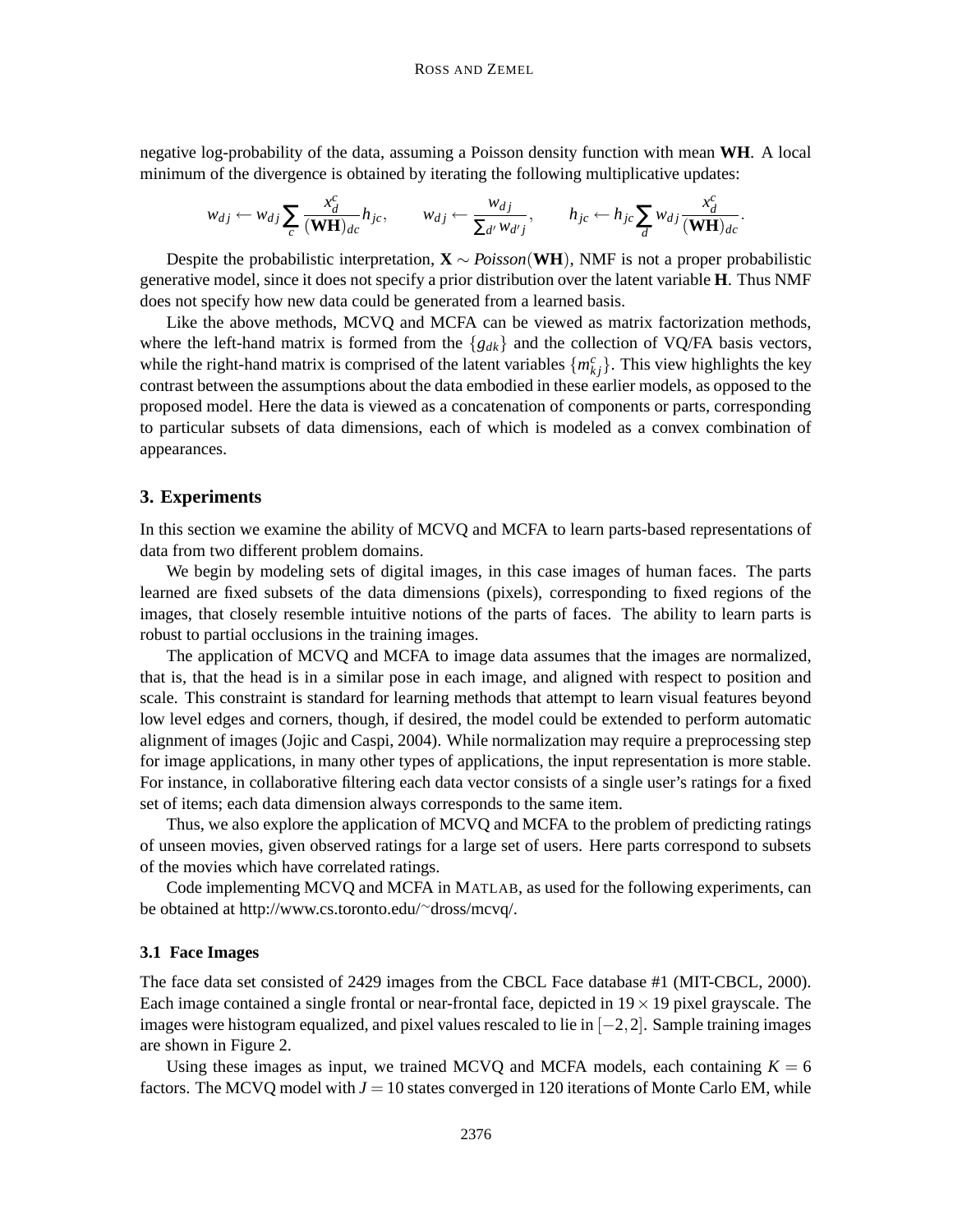negative log-probability of the data, assuming a Poisson density function with mean **WH**. A local minimum of the divergence is obtained by iterating the following multiplicative updates:

$$w_{dj} \leftarrow w_{dj} \sum_c \frac{x_d^c}{(\mathbf{WH})_{dc}} h_{jc}, \qquad w_{dj} \leftarrow \frac{w_{dj}}{\sum_{d'} w_{d'j}}, \qquad h_{jc} \leftarrow h_{jc} \sum_d w_{dj} \frac{x_d^c}{(\mathbf{WH})_{dc}}.$$

Despite the probabilistic interpretation, $\mathbf{X} \sim \textit{Poisson}(\mathbf{WH})$, NMF is not a proper probabilistic generative model, since it does not specify a prior distribution over the latent variable **H**. Thus NMF does not specify how new data could be generated from a learned basis.

Like the above methods, MCVQ and MCFA can be viewed as matrix factorization methods, where the left-hand matrix is formed from the $\{g_{dk}\}$ and the collection of VQ/FA basis vectors, while the right-hand matrix is comprised of the latent variables $\{m_{kj}^c\}$. This view highlights the key contrast between the assumptions about the data embodied in these earlier models, as opposed to the proposed model. Here the data is viewed as a concatenation of components or parts, corresponding to particular subsets of data dimensions, each of which is modeled as a convex combination of appearances.

## 3. Experiments

In this section we examine the ability of MCVQ and MCFA to learn parts-based representations of data from two different problem domains.

We begin by modeling sets of digital images, in this case images of human faces. The parts learned are fixed subsets of the data dimensions (pixels), corresponding to fixed regions of the images, that closely resemble intuitive notions of the parts of faces. The ability to learn parts is robust to partial occlusions in the training images.

The application of MCVQ and MCFA to image data assumes that the images are normalized, that is, that the head is in a similar pose in each image, and aligned with respect to position and scale. This constraint is standard for learning methods that attempt to learn visual features beyond low level edges and corners, though, if desired, the model could be extended to perform automatic alignment of images (Jojic and Caspi, 2004). While normalization may require a preprocessing step for image applications, in many other types of applications, the input representation is more stable. For instance, in collaborative filtering each data vector consists of a single user's ratings for a fixed set of items; each data dimension always corresponds to the same item.

Thus, we also explore the application of MCVQ and MCFA to the problem of predicting ratings of unseen movies, given observed ratings for a large set of users. Here parts correspond to subsets of the movies which have correlated ratings.

Code implementing MCVQ and MCFA in MATLAB, as used for the following experiments, can be obtained at http://www.cs.toronto.edu/~dross/mcvq/.

### 3.1 Face Images

The face data set consisted of 2429 images from the CBCL Face database #1 (MIT-CBCL, 2000). Each image contained a single frontal or near-frontal face, depicted in $19 \times 19$ pixel grayscale. The images were histogram equalized, and pixel values rescaled to lie in $[-2, 2]$. Sample training images are shown in Figure 2.

Using these images as input, we trained MCVQ and MCFA models, each containing $K = 6$ factors. The MCVQ model with $J = 10$ states converged in 120 iterations of Monte Carlo EM, while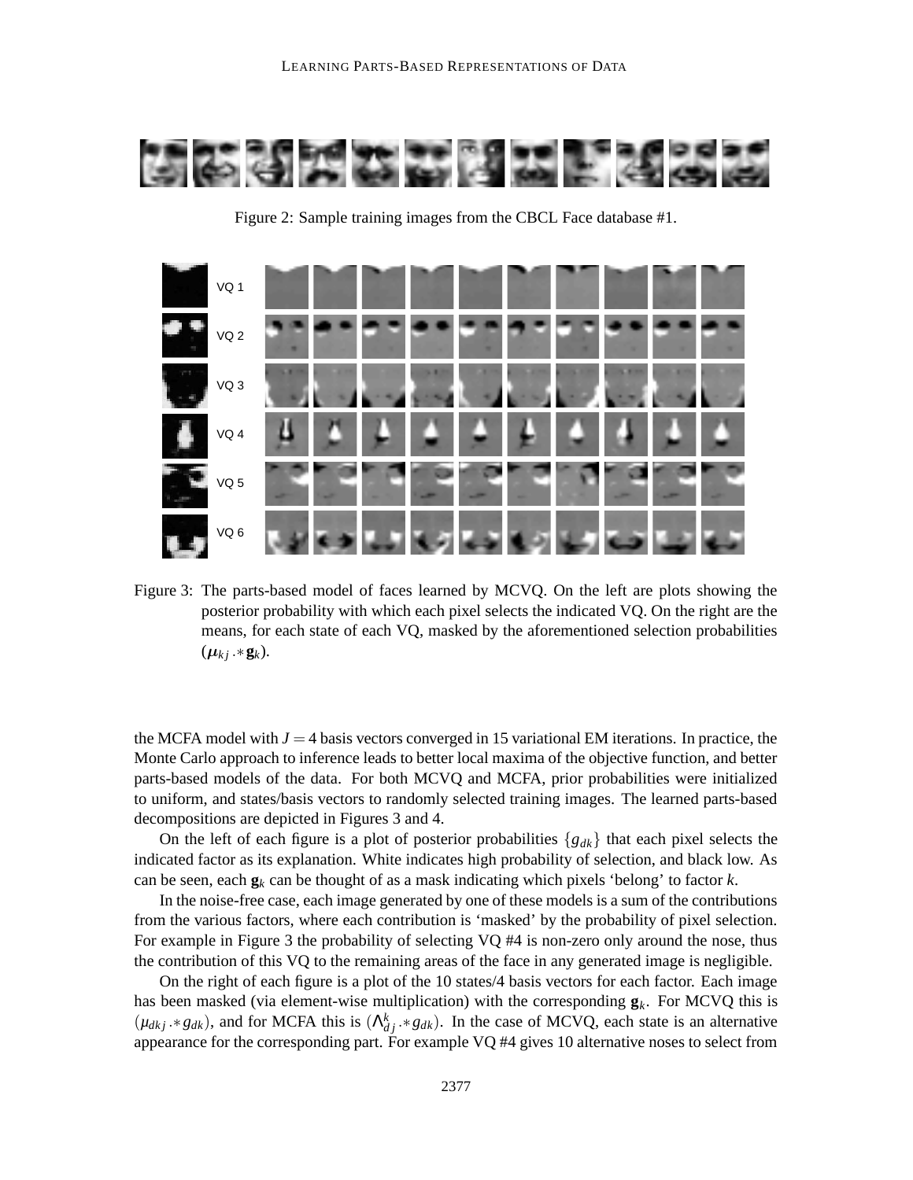Figure 2: Sample training images from the CBCL Face database #1.

Figure 3: The parts-based model of faces learned by MCVQ. On the left are plots showing the posterior probability with which each pixel selects the indicated VQ. On the right are the means, for each state of each VQ, masked by the aforementioned selection probabilities ($\boldsymbol{\mu}_{kj} .* \mathbf{g}_k$).

the MCFA model with $J = 4$ basis vectors converged in 15 variational EM iterations. In practice, the Monte Carlo approach to inference leads to better local maxima of the objective function, and better parts-based models of the data. For both MCVQ and MCFA, prior probabilities were initialized to uniform, and states/basis vectors to randomly selected training images. The learned parts-based decompositions are depicted in Figures 3 and 4.

On the left of each figure is a plot of posterior probabilities $\{g_{dk}\}$ that each pixel selects the indicated factor as its explanation. White indicates high probability of selection, and black low. As can be seen, each $\mathbf{g}_k$ can be thought of as a mask indicating which pixels 'belong' to factor $k$.

In the noise-free case, each image generated by one of these models is a sum of the contributions from the various factors, where each contribution is 'masked' by the probability of pixel selection. For example in Figure 3 the probability of selecting VQ #4 is non-zero only around the nose, thus the contribution of this VQ to the remaining areas of the face in any generated image is negligible.

On the right of each figure is a plot of the 10 states/4 basis vectors for each factor. Each image has been masked (via element-wise multiplication) with the corresponding $\mathbf{g}_k$. For MCVQ this is $(\mu_{dkj} .* g_{dk})$, and for MCFA this is $(\Lambda^k_{dj} .* g_{dk})$. In the case of MCVQ, each state is an alternative appearance for the corresponding part. For example VQ #4 gives 10 alternative noses to select from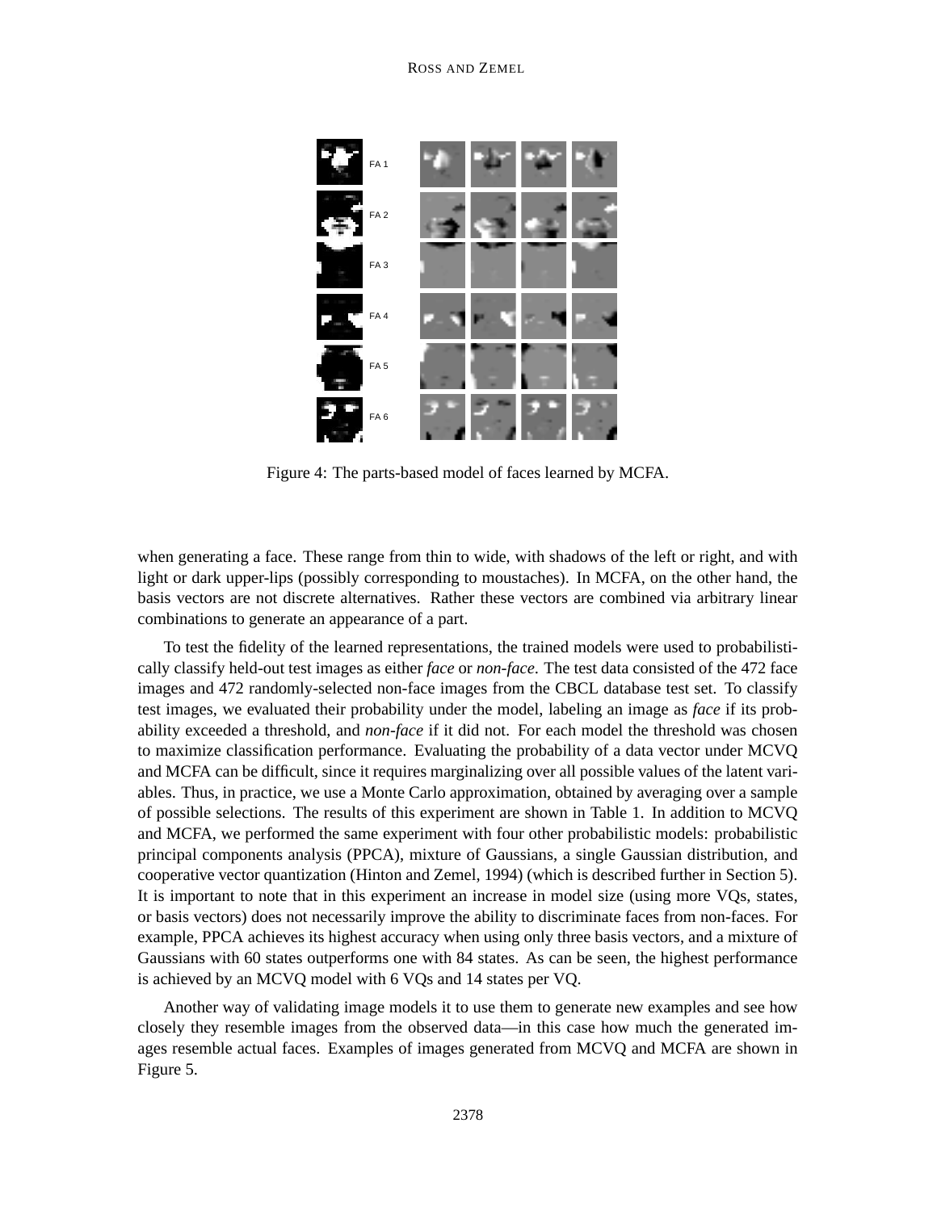Figure 4: The parts-based model of faces learned by MCFA.

when generating a face. These range from thin to wide, with shadows of the left or right, and with light or dark upper-lips (possibly corresponding to moustaches). In MCFA, on the other hand, the basis vectors are not discrete alternatives. Rather these vectors are combined via arbitrary linear combinations to generate an appearance of a part.

To test the fidelity of the learned representations, the trained models were used to probabilistically classify held-out test images as either *face* or *non-face*. The test data consisted of the 472 face images and 472 randomly-selected non-face images from the CBCL database test set. To classify test images, we evaluated their probability under the model, labeling an image as *face* if its probability exceeded a threshold, and *non-face* if it did not. For each model the threshold was chosen to maximize classification performance. Evaluating the probability of a data vector under MCVQ and MCFA can be difficult, since it requires marginalizing over all possible values of the latent variables. Thus, in practice, we use a Monte Carlo approximation, obtained by averaging over a sample of possible selections. The results of this experiment are shown in Table 1. In addition to MCVQ and MCFA, we performed the same experiment with four other probabilistic models: probabilistic principal components analysis (PPCA), mixture of Gaussians, a single Gaussian distribution, and cooperative vector quantization (Hinton and Zemel, 1994) (which is described further in Section 5). It is important to note that in this experiment an increase in model size (using more VQs, states, or basis vectors) does not necessarily improve the ability to discriminate faces from non-faces. For example, PPCA achieves its highest accuracy when using only three basis vectors, and a mixture of Gaussians with 60 states outperforms one with 84 states. As can be seen, the highest performance is achieved by an MCVQ model with 6 VQs and 14 states per VQ.

Another way of validating image models it to use them to generate new examples and see how closely they resemble images from the observed data—in this case how much the generated images resemble actual faces. Examples of images generated from MCVQ and MCFA are shown in Figure 5.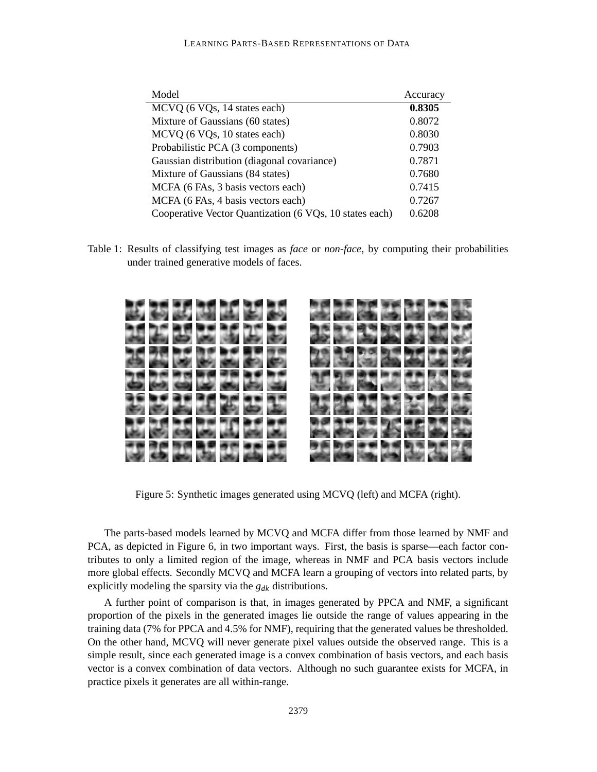| Model | Accuracy |
|---|---|
| MCVQ (6 VQs, 14 states each) | **0.8305** |
| Mixture of Gaussians (60 states) | 0.8072 |
| MCVQ (6 VQs, 10 states each) | 0.8030 |
| Probabilistic PCA (3 components) | 0.7903 |
| Gaussian distribution (diagonal covariance) | 0.7871 |
| Mixture of Gaussians (84 states) | 0.7680 |
| MCFA (6 FAs, 3 basis vectors each) | 0.7415 |
| MCFA (6 FAs, 4 basis vectors each) | 0.7267 |
| Cooperative Vector Quantization (6 VQs, 10 states each) | 0.6208 |

Table 1: Results of classifying test images as *face* or *non-face*, by computing their probabilities under trained generative models of faces.

Figure 5: Synthetic images generated using MCVQ (left) and MCFA (right).

The parts-based models learned by MCVQ and MCFA differ from those learned by NMF and PCA, as depicted in Figure 6, in two important ways. First, the basis is sparse—each factor contributes to only a limited region of the image, whereas in NMF and PCA basis vectors include more global effects. Secondly MCVQ and MCFA learn a grouping of vectors into related parts, by explicitly modeling the sparsity via the $g_{dk}$ distributions.

A further point of comparison is that, in images generated by PPCA and NMF, a significant proportion of the pixels in the generated images lie outside the range of values appearing in the training data (7% for PPCA and 4.5% for NMF), requiring that the generated values be thresholded. On the other hand, MCVQ will never generate pixel values outside the observed range. This is a simple result, since each generated image is a convex combination of basis vectors, and each basis vector is a convex combination of data vectors. Although no such guarantee exists for MCFA, in practice pixels it generates are all within-range.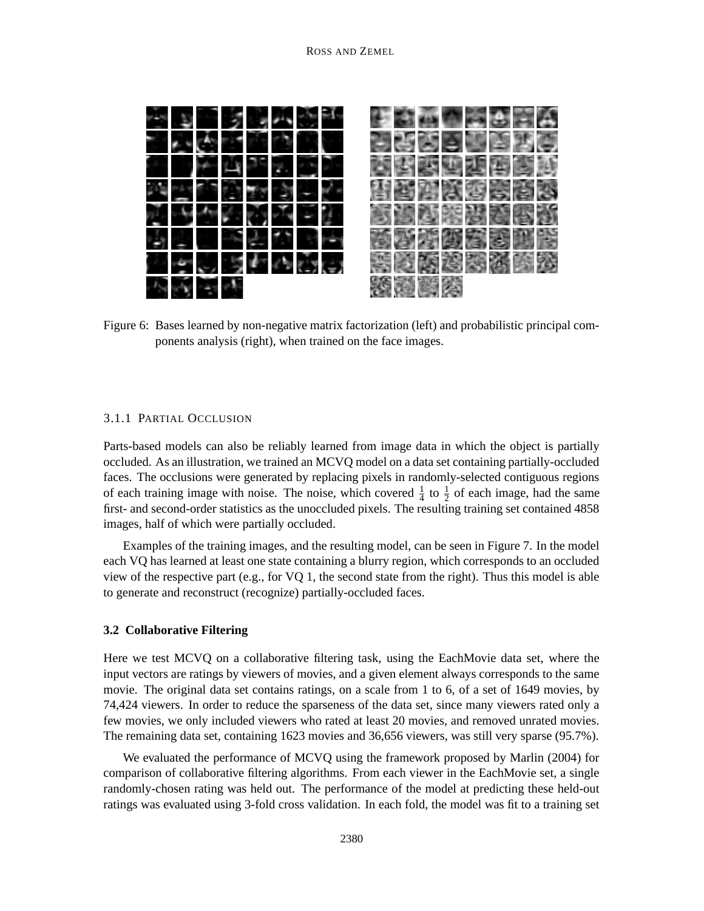Figure 6: Bases learned by non-negative matrix factorization (left) and probabilistic principal components analysis (right), when trained on the face images.

#### 3.1.1 Partial Occlusion

Parts-based models can also be reliably learned from image data in which the object is partially occluded. As an illustration, we trained an MCVQ model on a data set containing partially-occluded faces. The occlusions were generated by replacing pixels in randomly-selected contiguous regions of each training image with noise. The noise, which covered $\frac{1}{4}$ to $\frac{1}{2}$ of each image, had the same first- and second-order statistics as the unoccluded pixels. The resulting training set contained 4858 images, half of which were partially occluded.

Examples of the training images, and the resulting model, can be seen in Figure 7. In the model each VQ has learned at least one state containing a blurry region, which corresponds to an occluded view of the respective part (e.g., for VQ 1, the second state from the right). Thus this model is able to generate and reconstruct (recognize) partially-occluded faces.

### 3.2 Collaborative Filtering

Here we test MCVQ on a collaborative filtering task, using the EachMovie data set, where the input vectors are ratings by viewers of movies, and a given element always corresponds to the same movie. The original data set contains ratings, on a scale from 1 to 6, of a set of 1649 movies, by 74,424 viewers. In order to reduce the sparseness of the data set, since many viewers rated only a few movies, we only included viewers who rated at least 20 movies, and removed unrated movies. The remaining data set, containing 1623 movies and 36,656 viewers, was still very sparse (95.7%).

We evaluated the performance of MCVQ using the framework proposed by Marlin (2004) for comparison of collaborative filtering algorithms. From each viewer in the EachMovie set, a single randomly-chosen rating was held out. The performance of the model at predicting these held-out ratings was evaluated using 3-fold cross validation. In each fold, the model was fit to a training set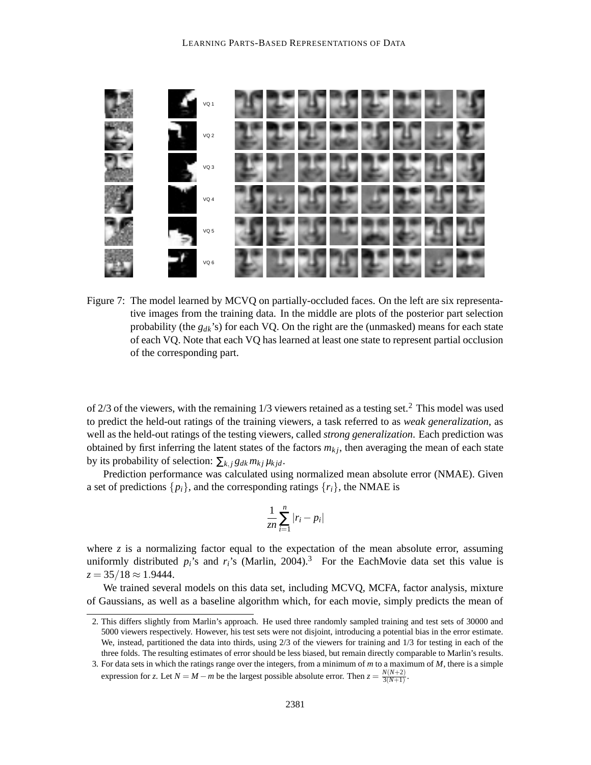Figure 7: The model learned by MCVQ on partially-occluded faces. On the left are six representative images from the training data. In the middle are plots of the posterior part selection probability (the $g_{dk}$'s) for each VQ. On the right are the (unmasked) means for each state of each VQ. Note that each VQ has learned at least one state to represent partial occlusion of the corresponding part.

of 2/3 of the viewers, with the remaining 1/3 viewers retained as a testing set.[2] This model was used to predict the held-out ratings of the training viewers, a task referred to as *weak generalization*, as well as the held-out ratings of the testing viewers, called *strong generalization*. Each prediction was obtained by first inferring the latent states of the factors $m_{kj}$, then averaging the mean of each state by its probability of selection: $\sum_{k,j} g_{dk} m_{kj} \mu_{kjd}$.

Prediction performance was calculated using normalized mean absolute error (NMAE). Given a set of predictions $\{p_i\}$, and the corresponding ratings $\{r_i\}$, the NMAE is

$$\frac{1}{zn}\sum_{i=1}^{n} |r_i - p_i|$$

where $z$ is a normalizing factor equal to the expectation of the mean absolute error, assuming uniformly distributed $p_i$'s and $r_i$'s (Marlin, 2004).[3] For the EachMovie data set this value is $z = 35/18 \approx 1.9444$.

We trained several models on this data set, including MCVQ, MCFA, factor analysis, mixture of Gaussians, as well as a baseline algorithm which, for each movie, simply predicts the mean of

2. This differs slightly from Marlin's approach. He used three randomly sampled training and test sets of 30000 and 5000 viewers respectively. However, his test sets were not disjoint, introducing a potential bias in the error estimate. We, instead, partitioned the data into thirds, using 2/3 of the viewers for training and 1/3 for testing in each of the three folds. The resulting estimates of error should be less biased, but remain directly comparable to Marlin's results.

3. For data sets in which the ratings range over the integers, from a minimum of $m$ to a maximum of $M$, there is a simple expression for $z$. Let $N = M - m$ be the largest possible absolute error. Then $z = \frac{N(N+2)}{3(N+1)}$.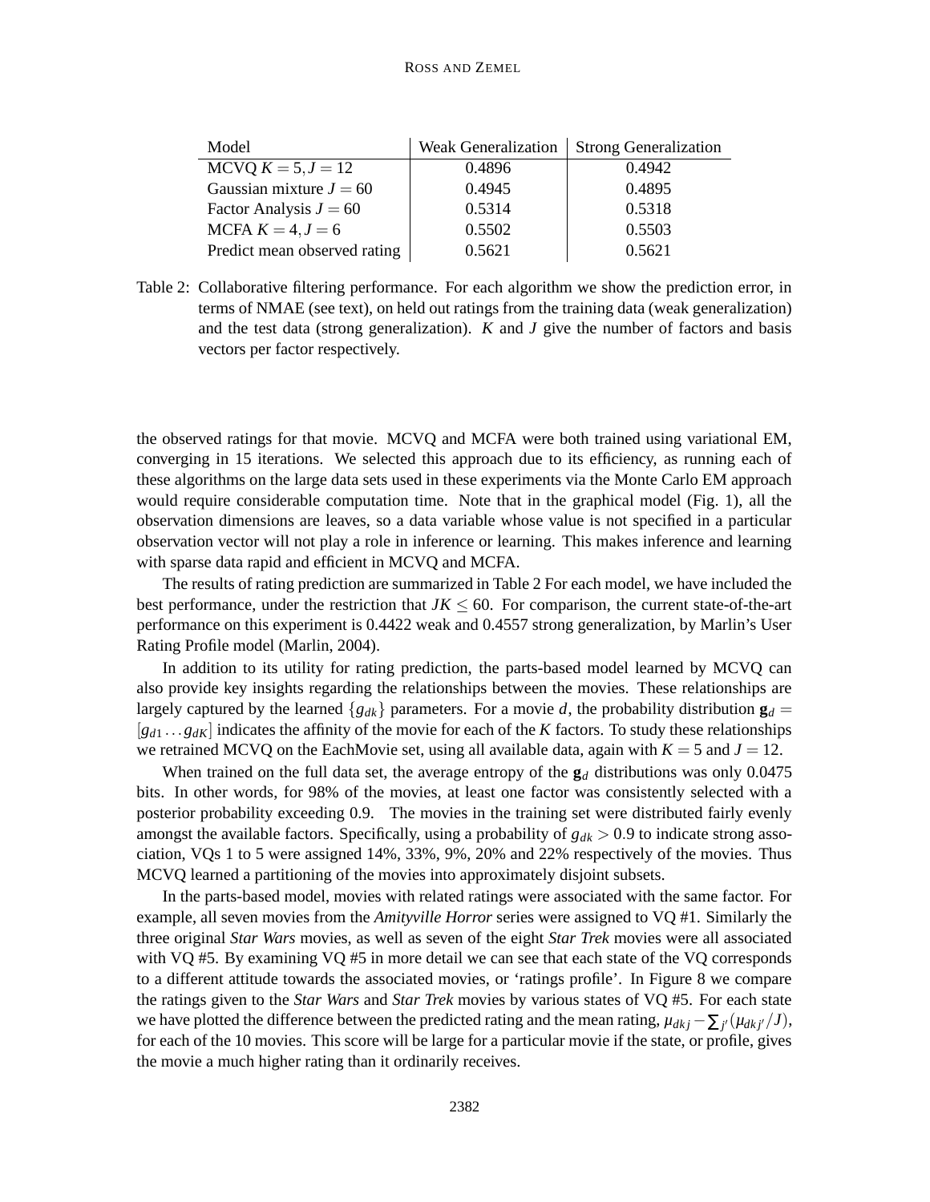| Model | Weak Generalization | Strong Generalization |
|---|---|---|
| MCVQ $K = 5, J = 12$ | 0.4896 | 0.4942 |
| Gaussian mixture $J = 60$ | 0.4945 | 0.4895 |
| Factor Analysis $J = 60$ | 0.5314 | 0.5318 |
| MCFA $K = 4, J = 6$ | 0.5502 | 0.5503 |
| Predict mean observed rating | 0.5621 | 0.5621 |

Table 2: Collaborative filtering performance. For each algorithm we show the prediction error, in terms of NMAE (see text), on held out ratings from the training data (weak generalization) and the test data (strong generalization). $K$ and $J$ give the number of factors and basis vectors per factor respectively.

the observed ratings for that movie. MCVQ and MCFA were both trained using variational EM, converging in 15 iterations. We selected this approach due to its efficiency, as running each of these algorithms on the large data sets used in these experiments via the Monte Carlo EM approach would require considerable computation time. Note that in the graphical model (Fig. 1), all the observation dimensions are leaves, so a data variable whose value is not specified in a particular observation vector will not play a role in inference or learning. This makes inference and learning with sparse data rapid and efficient in MCVQ and MCFA.

The results of rating prediction are summarized in Table 2 For each model, we have included the best performance, under the restriction that $JK \leq 60$. For comparison, the current state-of-the-art performance on this experiment is 0.4422 weak and 0.4557 strong generalization, by Marlin's User Rating Profile model (Marlin, 2004).

In addition to its utility for rating prediction, the parts-based model learned by MCVQ can also provide key insights regarding the relationships between the movies. These relationships are largely captured by the learned $\{g_{dk}\}$ parameters. For a movie $d$, the probability distribution $\mathbf{g}_d = [g_{d1} \ldots g_{dK}]$ indicates the affinity of the movie for each of the $K$ factors. To study these relationships we retrained MCVQ on the EachMovie set, using all available data, again with $K = 5$ and $J = 12$.

When trained on the full data set, the average entropy of the $\mathbf{g}_d$ distributions was only 0.0475 bits. In other words, for 98% of the movies, at least one factor was consistently selected with a posterior probability exceeding 0.9. The movies in the training set were distributed fairly evenly amongst the available factors. Specifically, using a probability of $g_{dk} > 0.9$ to indicate strong association, VQs 1 to 5 were assigned 14%, 33%, 9%, 20% and 22% respectively of the movies. Thus MCVQ learned a partitioning of the movies into approximately disjoint subsets.

In the parts-based model, movies with related ratings were associated with the same factor. For example, all seven movies from the *Amityville Horror* series were assigned to VQ #1. Similarly the three original *Star Wars* movies, as well as seven of the eight *Star Trek* movies were all associated with VQ #5. By examining VQ #5 in more detail we can see that each state of the VQ corresponds to a different attitude towards the associated movies, or 'ratings profile'. In Figure 8 we compare the ratings given to the *Star Wars* and *Star Trek* movies by various states of VQ #5. For each state we have plotted the difference between the predicted rating and the mean rating, $\mu_{dkj} - \sum_{j'}(\mu_{dkj'}/J)$, for each of the 10 movies. This score will be large for a particular movie if the state, or profile, gives the movie a much higher rating than it ordinarily receives.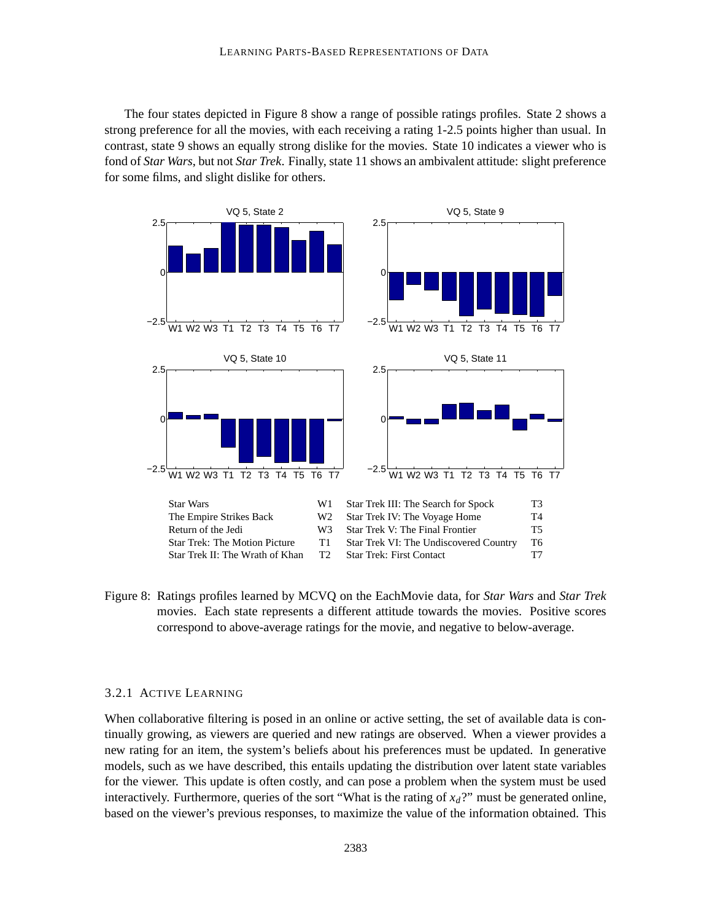The four states depicted in Figure 8 show a range of possible ratings profiles. State 2 shows a strong preference for all the movies, with each receiving a rating 1-2.5 points higher than usual. In contrast, state 9 shows an equally strong dislike for the movies. State 10 indicates a viewer who is fond of *Star Wars*, but not *Star Trek*. Finally, state 11 shows an ambivalent attitude: slight preference for some films, and slight dislike for others.

| | | | |
|---|---|---|---|
| Star Wars | W1 | Star Trek III: The Search for Spock | T3 |
| The Empire Strikes Back | W2 | Star Trek IV: The Voyage Home | T4 |
| Return of the Jedi | W3 | Star Trek V: The Final Frontier | T5 |
| Star Trek: The Motion Picture | T1 | Star Trek VI: The Undiscovered Country | T6 |
| Star Trek II: The Wrath of Khan | T2 | Star Trek: First Contact | T7 |

Figure 8: Ratings profiles learned by MCVQ on the EachMovie data, for *Star Wars* and *Star Trek* movies. Each state represents a different attitude towards the movies. Positive scores correspond to above-average ratings for the movie, and negative to below-average.

### 3.2.1 Active Learning

When collaborative filtering is posed in an online or active setting, the set of available data is continually growing, as viewers are queried and new ratings are observed. When a viewer provides a new rating for an item, the system's beliefs about his preferences must be updated. In generative models, such as we have described, this entails updating the distribution over latent state variables for the viewer. This update is often costly, and can pose a problem when the system must be used interactively. Furthermore, queries of the sort "What is the rating of $x_d$?" must be generated online, based on the viewer's previous responses, to maximize the value of the information obtained. This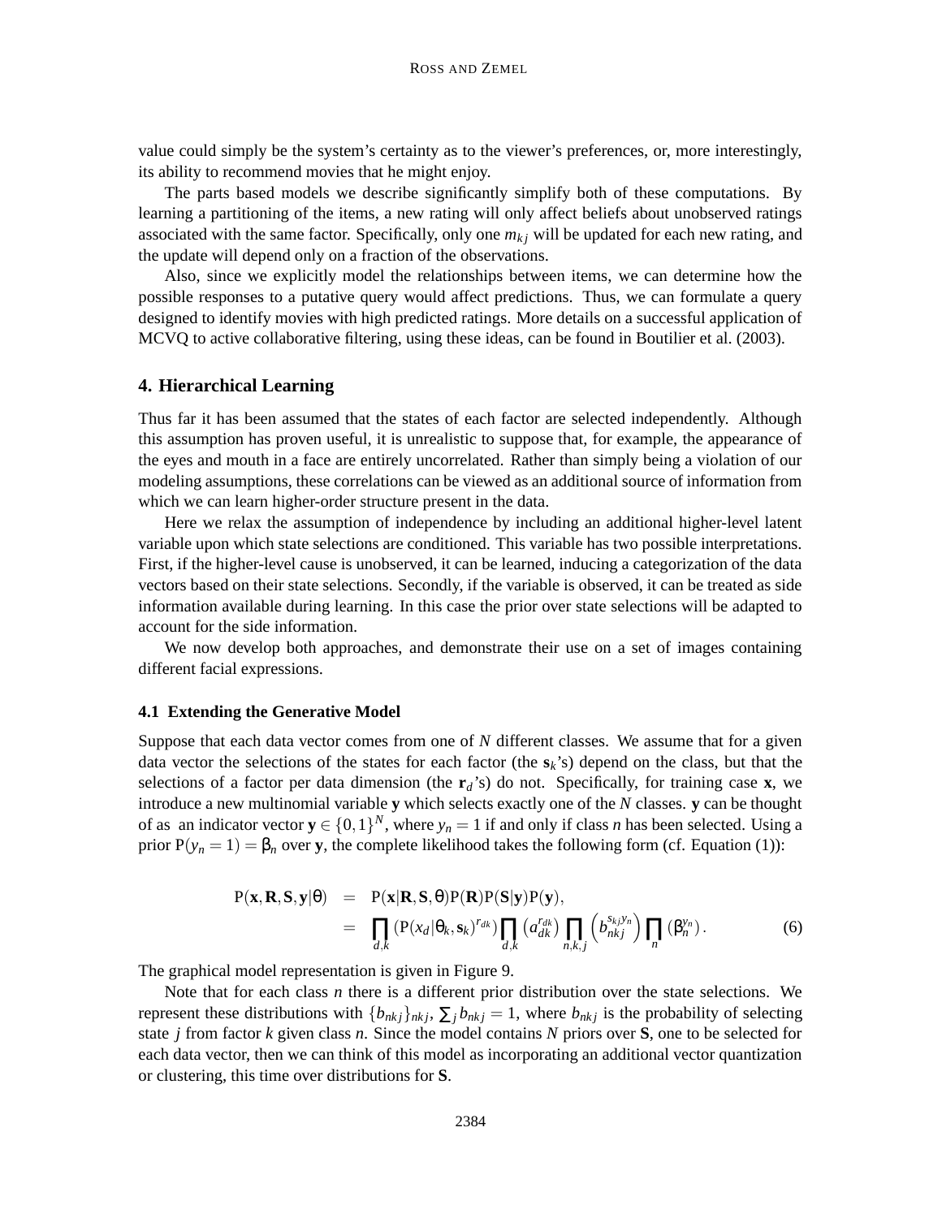value could simply be the system's certainty as to the viewer's preferences, or, more interestingly, its ability to recommend movies that he might enjoy.

The parts based models we describe significantly simplify both of these computations. By learning a partitioning of the items, a new rating will only affect beliefs about unobserved ratings associated with the same factor. Specifically, only one $m_{kj}$ will be updated for each new rating, and the update will depend only on a fraction of the observations.

Also, since we explicitly model the relationships between items, we can determine how the possible responses to a putative query would affect predictions. Thus, we can formulate a query designed to identify movies with high predicted ratings. More details on a successful application of MCVQ to active collaborative filtering, using these ideas, can be found in Boutilier et al. (2003).

## 4. Hierarchical Learning

Thus far it has been assumed that the states of each factor are selected independently. Although this assumption has proven useful, it is unrealistic to suppose that, for example, the appearance of the eyes and mouth in a face are entirely uncorrelated. Rather than simply being a violation of our modeling assumptions, these correlations can be viewed as an additional source of information from which we can learn higher-order structure present in the data.

Here we relax the assumption of independence by including an additional higher-level latent variable upon which state selections are conditioned. This variable has two possible interpretations. First, if the higher-level cause is unobserved, it can be learned, inducing a categorization of the data vectors based on their state selections. Secondly, if the variable is observed, it can be treated as side information available during learning. In this case the prior over state selections will be adapted to account for the side information.

We now develop both approaches, and demonstrate their use on a set of images containing different facial expressions.

### 4.1 Extending the Generative Model

Suppose that each data vector comes from one of $N$ different classes. We assume that for a given data vector the selections of the states for each factor (the $\mathbf{s}_k$'s) depend on the class, but that the selections of a factor per data dimension (the $\mathbf{r}_d$'s) do not. Specifically, for training case $\mathbf{x}$, we introduce a new multinomial variable $\mathbf{y}$ which selects exactly one of the $N$ classes. $\mathbf{y}$ can be thought of as an indicator vector $\mathbf{y} \in \{0,1\}^N$, where $y_n = 1$ if and only if class $n$ has been selected. Using a prior $\mathrm{P}(y_n = 1) = \beta_n$ over $\mathbf{y}$, the complete likelihood takes the following form (cf. Equation (1)):

$$
\begin{aligned}
\mathrm{P}(\mathbf{x},\mathbf{R},\mathbf{S},\mathbf{y}|\theta) &= \mathrm{P}(\mathbf{x}|\mathbf{R},\mathbf{S},\theta)\mathrm{P}(\mathbf{R})\mathrm{P}(\mathbf{S}|\mathbf{y})\mathrm{P}(\mathbf{y}), \\
&= \prod_{d,k} \left(\mathrm{P}(x_d|\theta_k,\mathbf{s}_k)^{r_{dk}}\right) \prod_{d,k} \left(a_{dk}^{r_{dk}}\right) \prod_{n,k,j} \left(b_{nkj}^{s_{kj}y_n}\right) \prod_{n} \left(\beta_n^{y_n}\right). \qquad (6)
\end{aligned}
$$

The graphical model representation is given in Figure 9.

Note that for each class $n$ there is a different prior distribution over the state selections. We represent these distributions with $\{b_{nkj}\}_{nkj}$, $\sum_j b_{nkj} = 1$, where $b_{nkj}$ is the probability of selecting state $j$ from factor $k$ given class $n$. Since the model contains $N$ priors over $\mathbf{S}$, one to be selected for each data vector, then we can think of this model as incorporating an additional vector quantization or clustering, this time over distributions for $\mathbf{S}$.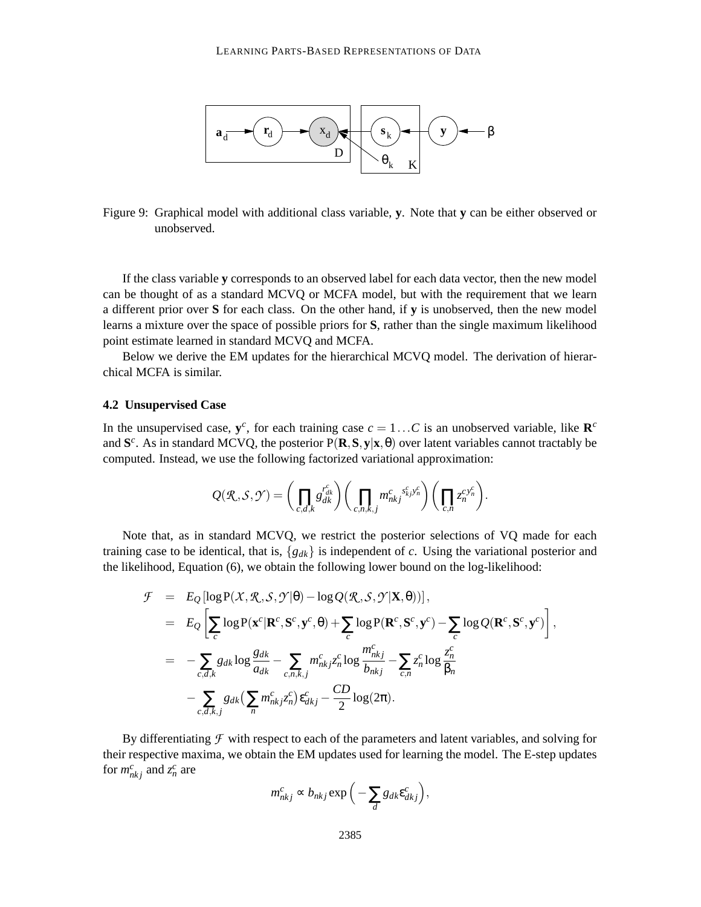Figure 9: Graphical model with additional class variable, **y**. Note that **y** can be either observed or unobserved.

If the class variable **y** corresponds to an observed label for each data vector, then the new model can be thought of as a standard MCVQ or MCFA model, but with the requirement that we learn a different prior over **S** for each class. On the other hand, if **y** is unobserved, then the new model learns a mixture over the space of possible priors for **S**, rather than the single maximum likelihood point estimate learned in standard MCVQ and MCFA.

Below we derive the EM updates for the hierarchical MCVQ model. The derivation of hierarchical MCFA is similar.

### 4.2 Unsupervised Case

In the unsupervised case, $\mathbf{y}^c$, for each training case $c = 1 \ldots C$ is an unobserved variable, like $\mathbf{R}^c$ and $\mathbf{S}^c$. As in standard MCVQ, the posterior $\mathrm{P}(\mathbf{R}, \mathbf{S}, \mathbf{y} | \mathbf{x}, \theta)$ over latent variables cannot tractably be computed. Instead, we use the following factorized variational approximation:

$$Q(\mathcal{R}, \mathcal{S}, \mathcal{Y}) = \left( \prod_{c,d,k} g_{dk}^{r_{dk}^c} \right) \left( \prod_{c,n,k,j} m_{nkj}^{c \; s_{kj}^c y_n^c} \right) \left( \prod_{c,n} z_n^{c \, y_n^c} \right).$$

Note that, as in standard MCVQ, we restrict the posterior selections of VQ made for each training case to be identical, that is, $\{g_{dk}\}$ is independent of $c$. Using the variational posterior and the likelihood, Equation (6), we obtain the following lower bound on the log-likelihood:

$$\begin{aligned}
\mathcal{F} &= E_Q \left[ \log \mathrm{P}(\mathcal{X}, \mathcal{R}, \mathcal{S}, \mathcal{Y} | \theta) - \log Q(\mathcal{R}, \mathcal{S}, \mathcal{Y} | \mathbf{X}, \theta)) \right], \\
&= E_Q \left[ \sum_c \log \mathrm{P}(\mathbf{x}^c | \mathbf{R}^c, \mathbf{S}^c, \mathbf{y}^c, \theta) + \sum_c \log \mathrm{P}(\mathbf{R}^c, \mathbf{S}^c, \mathbf{y}^c) - \sum_c \log Q(\mathbf{R}^c, \mathbf{S}^c, \mathbf{y}^c) \right], \\
&= -\sum_{c,d,k} g_{dk} \log \frac{g_{dk}}{a_{dk}} - \sum_{c,n,k,j} m_{nkj}^c z_n^c \log \frac{m_{nkj}^c}{b_{nkj}} - \sum_{c,n} z_n^c \log \frac{z_n^c}{\beta_n} \\
&\quad - \sum_{c,d,k,j} g_{dk} \Big( \sum_n m_{nkj}^c z_n^c \Big) \varepsilon_{dkj}^c - \frac{CD}{2} \log(2\pi).
\end{aligned}$$

By differentiating $\mathcal{F}$ with respect to each of the parameters and latent variables, and solving for their respective maxima, we obtain the EM updates used for learning the model. The E-step updates for $m_{nkj}^c$ and $z_n^c$ are

$$m_{nkj}^c \propto b_{nkj} \exp\Big( -\sum_d g_{dk} \varepsilon_{dkj}^c \Big),$$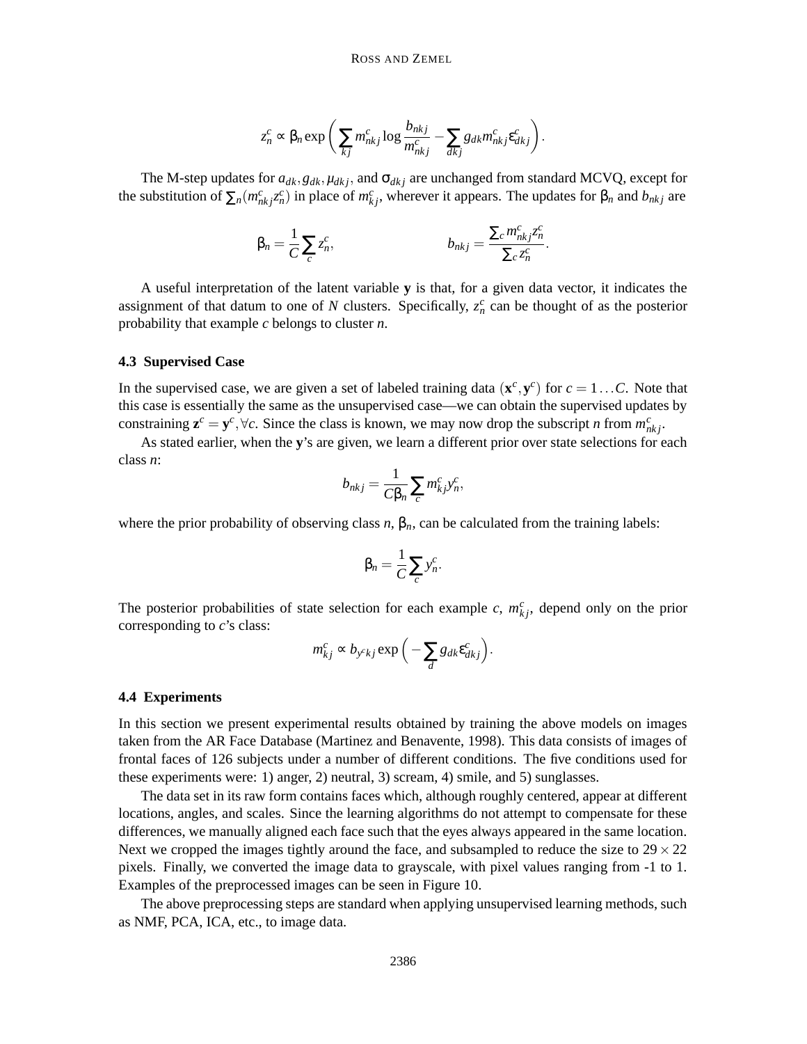$$z_n^c \propto \beta_n \exp\left( \sum_{kj} m_{nkj}^c \log \frac{b_{nkj}}{m_{nkj}^c} - \sum_{dkj} g_{dk} m_{nkj}^c \varepsilon_{dkj}^c \right).$$

The M-step updates for $a_{dk}, g_{dk}, \mu_{dkj}$, and $\sigma_{dkj}$ are unchanged from standard MCVQ, except for the substitution of $\sum_n (m_{nkj}^c z_n^c)$ in place of $m_{kj}^c$, wherever it appears. The updates for $\beta_n$ and $b_{nkj}$ are

$$\beta_n = \frac{1}{C} \sum_c z_n^c, \qquad\qquad b_{nkj} = \frac{\sum_c m_{nkj}^c z_n^c}{\sum_c z_n^c}.$$

A useful interpretation of the latent variable $\mathbf{y}$ is that, for a given data vector, it indicates the assignment of that datum to one of $N$ clusters. Specifically, $z_n^c$ can be thought of as the posterior probability that example $c$ belongs to cluster $n$.

### 4.3 Supervised Case

In the supervised case, we are given a set of labeled training data $(\mathbf{x}^c, \mathbf{y}^c)$ for $c = 1 \ldots C$. Note that this case is essentially the same as the unsupervised case—we can obtain the supervised updates by constraining $\mathbf{z}^c = \mathbf{y}^c, \forall c$. Since the class is known, we may now drop the subscript $n$ from $m_{nkj}^c$.

As stated earlier, when the $\mathbf{y}$'s are given, we learn a different prior over state selections for each class $n$:

$$b_{nkj} = \frac{1}{C\beta_n} \sum_c m_{kj}^c y_n^c,$$

where the prior probability of observing class $n$, $\beta_n$, can be calculated from the training labels:

$$\beta_n = \frac{1}{C} \sum_c y_n^c.$$

The posterior probabilities of state selection for each example $c$, $m_{kj}^c$, depend only on the prior corresponding to $c$'s class:

$$m_{kj}^c \propto b_{y^c kj} \exp\left( - \sum_d g_{dk} \varepsilon_{dkj}^c \right).$$

### 4.4 Experiments

In this section we present experimental results obtained by training the above models on images taken from the AR Face Database (Martinez and Benavente, 1998). This data consists of images of frontal faces of 126 subjects under a number of different conditions. The five conditions used for these experiments were: 1) anger, 2) neutral, 3) scream, 4) smile, and 5) sunglasses.

The data set in its raw form contains faces which, although roughly centered, appear at different locations, angles, and scales. Since the learning algorithms do not attempt to compensate for these differences, we manually aligned each face such that the eyes always appeared in the same location. Next we cropped the images tightly around the face, and subsampled to reduce the size to $29 \times 22$ pixels. Finally, we converted the image data to grayscale, with pixel values ranging from -1 to 1. Examples of the preprocessed images can be seen in Figure 10.

The above preprocessing steps are standard when applying unsupervised learning methods, such as NMF, PCA, ICA, etc., to image data.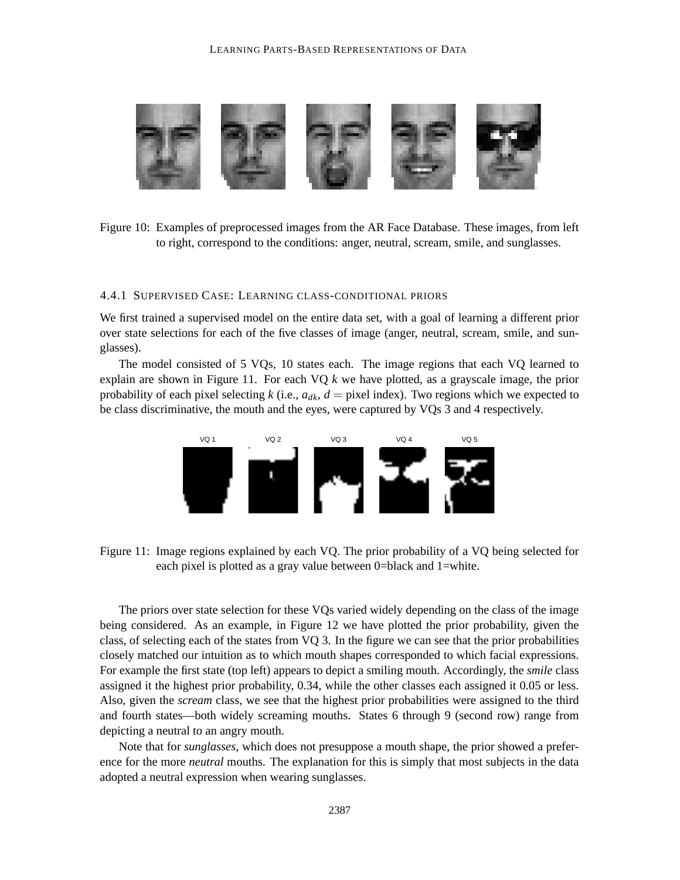Figure 10: Examples of preprocessed images from the AR Face Database. These images, from left to right, correspond to the conditions: anger, neutral, scream, smile, and sunglasses.

#### 4.4.1 Supervised Case: Learning class-conditional priors

We first trained a supervised model on the entire data set, with a goal of learning a different prior over state selections for each of the five classes of image (anger, neutral, scream, smile, and sunglasses).

The model consisted of 5 VQs, 10 states each. The image regions that each VQ learned to explain are shown in Figure 11. For each VQ $k$ we have plotted, as a grayscale image, the prior probability of each pixel selecting $k$ (i.e., $a_{dk}$, $d =$ pixel index). Two regions which we expected to be class discriminative, the mouth and the eyes, were captured by VQs 3 and 4 respectively.

Figure 11: Image regions explained by each VQ. The prior probability of a VQ being selected for each pixel is plotted as a gray value between 0=black and 1=white.

The priors over state selection for these VQs varied widely depending on the class of the image being considered. As an example, in Figure 12 we have plotted the prior probability, given the class, of selecting each of the states from VQ 3. In the figure we can see that the prior probabilities closely matched our intuition as to which mouth shapes corresponded to which facial expressions. For example the first state (top left) appears to depict a smiling mouth. Accordingly, the *smile* class assigned it the highest prior probability, 0.34, while the other classes each assigned it 0.05 or less. Also, given the *scream* class, we see that the highest prior probabilities were assigned to the third and fourth states—both widely screaming mouths. States 6 through 9 (second row) range from depicting a neutral to an angry mouth.

Note that for *sunglasses*, which does not presuppose a mouth shape, the prior showed a preference for the more *neutral* mouths. The explanation for this is simply that most subjects in the data adopted a neutral expression when wearing sunglasses.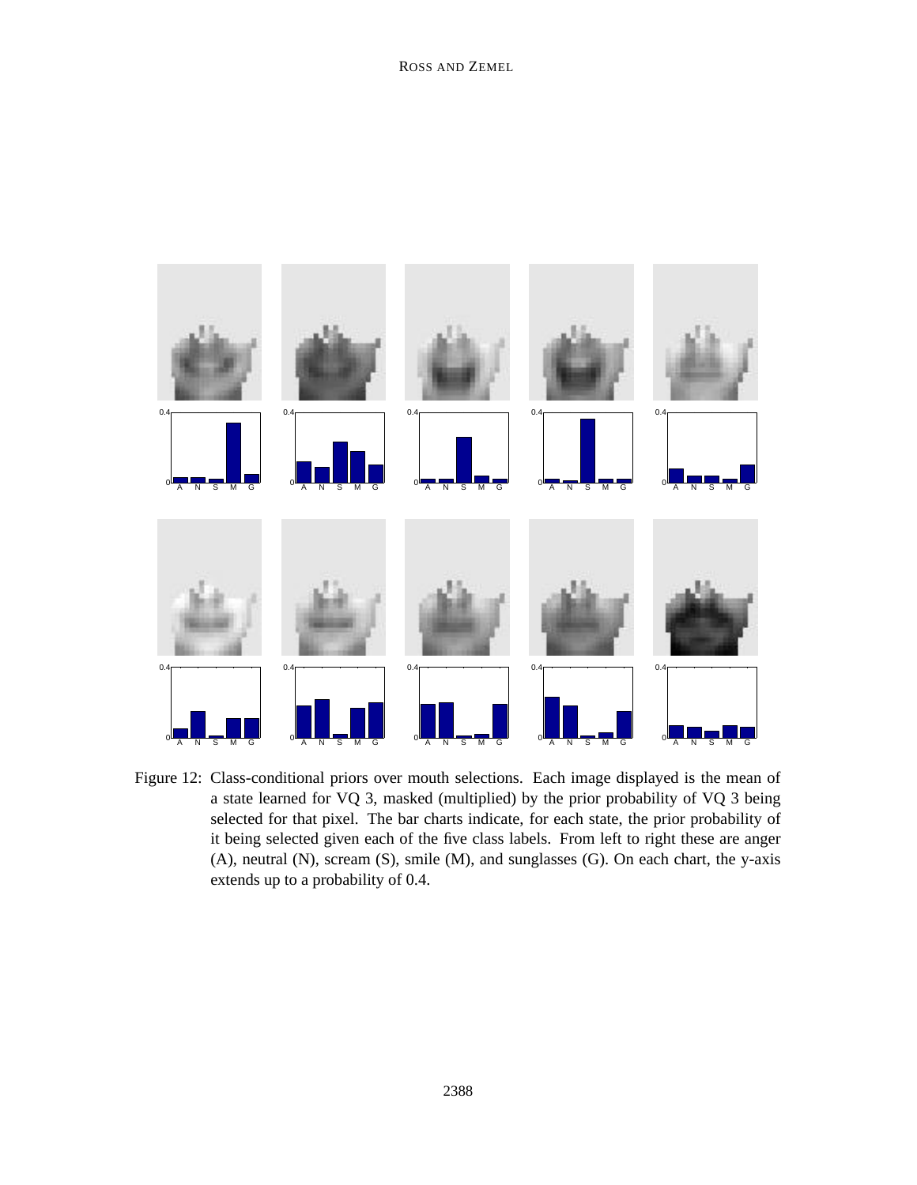Figure 12: Class-conditional priors over mouth selections. Each image displayed is the mean of a state learned for VQ 3, masked (multiplied) by the prior probability of VQ 3 being selected for that pixel. The bar charts indicate, for each state, the prior probability of it being selected given each of the five class labels. From left to right these are anger (A), neutral (N), scream (S), smile (M), and sunglasses (G). On each chart, the y-axis extends up to a probability of 0.4.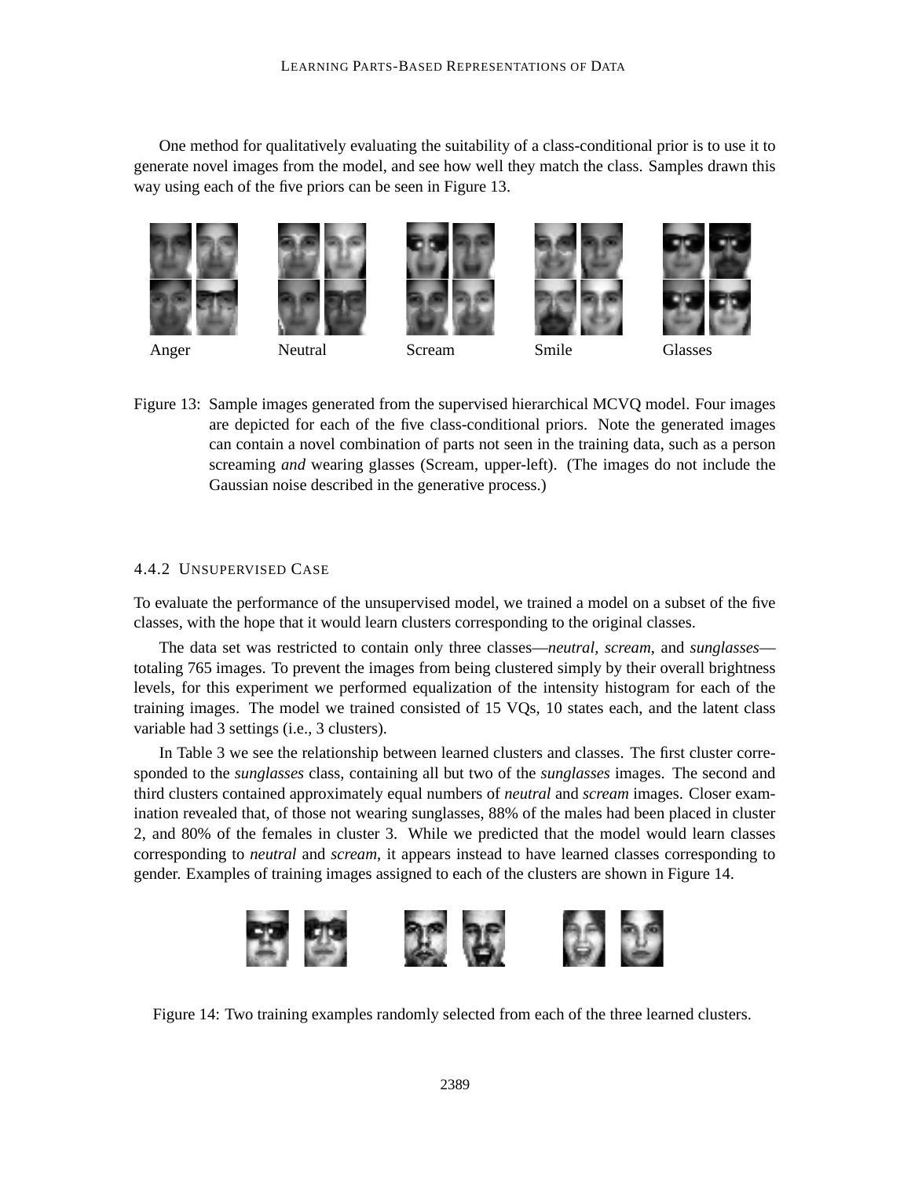One method for qualitatively evaluating the suitability of a class-conditional prior is to use it to generate novel images from the model, and see how well they match the class. Samples drawn this way using each of the five priors can be seen in Figure 13.

Anger Neutral Scream Smile Glasses

Figure 13: Sample images generated from the supervised hierarchical MCVQ model. Four images are depicted for each of the five class-conditional priors. Note the generated images can contain a novel combination of parts not seen in the training data, such as a person screaming *and* wearing glasses (Scream, upper-left). (The images do not include the Gaussian noise described in the generative process.)

#### 4.4.2 Unsupervised Case

To evaluate the performance of the unsupervised model, we trained a model on a subset of the five classes, with the hope that it would learn clusters corresponding to the original classes.

The data set was restricted to contain only three classes—*neutral*, *scream*, and *sunglasses*—totaling 765 images. To prevent the images from being clustered simply by their overall brightness levels, for this experiment we performed equalization of the intensity histogram for each of the training images. The model we trained consisted of 15 VQs, 10 states each, and the latent class variable had 3 settings (i.e., 3 clusters).

In Table 3 we see the relationship between learned clusters and classes. The first cluster corresponded to the *sunglasses* class, containing all but two of the *sunglasses* images. The second and third clusters contained approximately equal numbers of *neutral* and *scream* images. Closer examination revealed that, of those not wearing sunglasses, 88% of the males had been placed in cluster 2, and 80% of the females in cluster 3. While we predicted that the model would learn classes corresponding to *neutral* and *scream*, it appears instead to have learned classes corresponding to gender. Examples of training images assigned to each of the clusters are shown in Figure 14.

Figure 14: Two training examples randomly selected from each of the three learned clusters.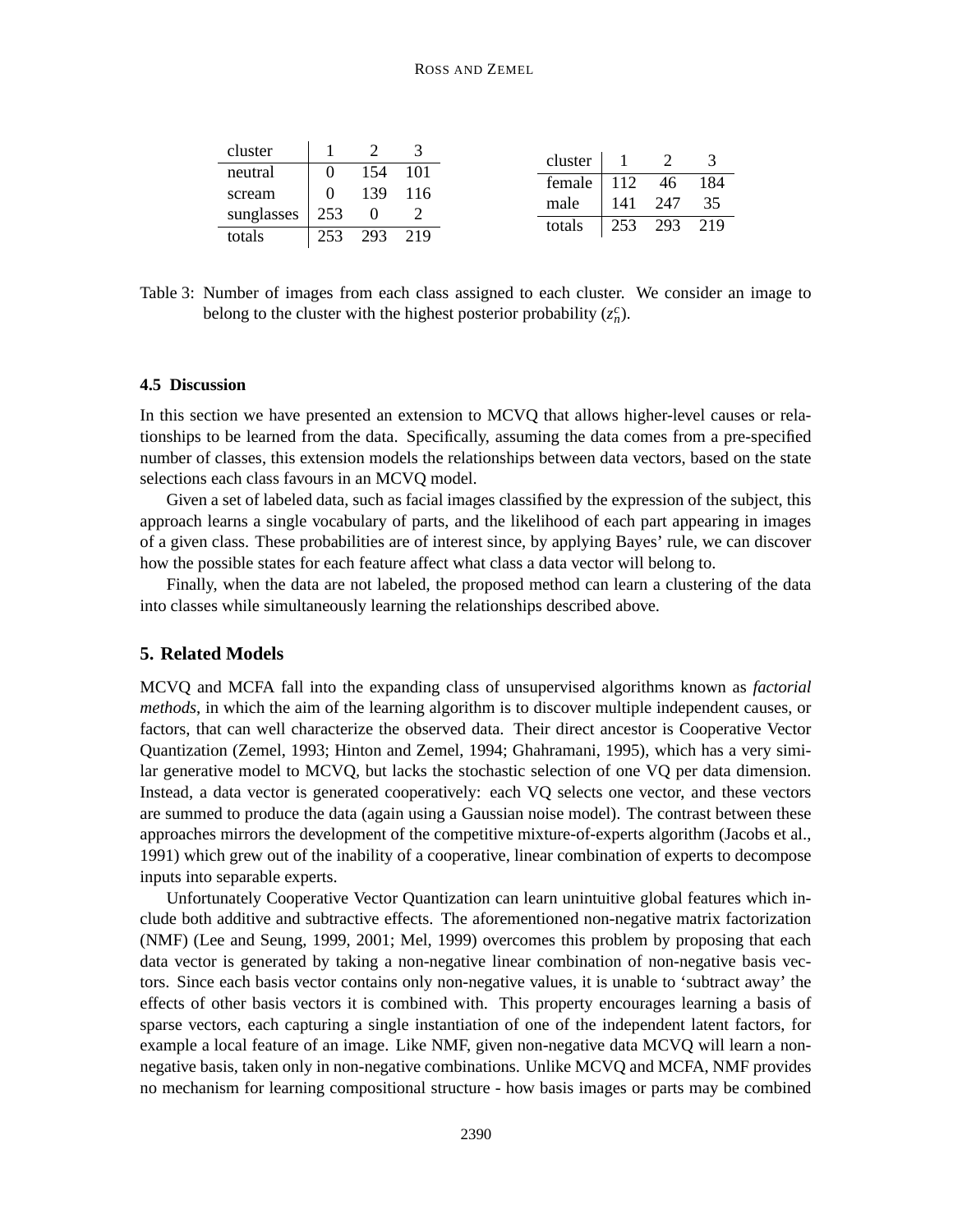| cluster | 1 | 2 | 3 |
|---|---|---|---|
| neutral | 0 | 154 | 101 |
| scream | 0 | 139 | 116 |
| sunglasses | 253 | 0 | 2 |
| totals | 253 | 293 | 219 |

| cluster | 1 | 2 | 3 |
|---|---|---|---|
| female | 112 | 46 | 184 |
| male | 141 | 247 | 35 |
| totals | 253 | 293 | 219 |

Table 3: Number of images from each class assigned to each cluster. We consider an image to belong to the cluster with the highest posterior probability ($z_n^c$).

### 4.5 Discussion

In this section we have presented an extension to MCVQ that allows higher-level causes or relationships to be learned from the data. Specifically, assuming the data comes from a pre-specified number of classes, this extension models the relationships between data vectors, based on the state selections each class favours in an MCVQ model.

Given a set of labeled data, such as facial images classified by the expression of the subject, this approach learns a single vocabulary of parts, and the likelihood of each part appearing in images of a given class. These probabilities are of interest since, by applying Bayes' rule, we can discover how the possible states for each feature affect what class a data vector will belong to.

Finally, when the data are not labeled, the proposed method can learn a clustering of the data into classes while simultaneously learning the relationships described above.

## 5. Related Models

MCVQ and MCFA fall into the expanding class of unsupervised algorithms known as *factorial methods*, in which the aim of the learning algorithm is to discover multiple independent causes, or factors, that can well characterize the observed data. Their direct ancestor is Cooperative Vector Quantization (Zemel, 1993; Hinton and Zemel, 1994; Ghahramani, 1995), which has a very similar generative model to MCVQ, but lacks the stochastic selection of one VQ per data dimension. Instead, a data vector is generated cooperatively: each VQ selects one vector, and these vectors are summed to produce the data (again using a Gaussian noise model). The contrast between these approaches mirrors the development of the competitive mixture-of-experts algorithm (Jacobs et al., 1991) which grew out of the inability of a cooperative, linear combination of experts to decompose inputs into separable experts.

Unfortunately Cooperative Vector Quantization can learn unintuitive global features which include both additive and subtractive effects. The aforementioned non-negative matrix factorization (NMF) (Lee and Seung, 1999, 2001; Mel, 1999) overcomes this problem by proposing that each data vector is generated by taking a non-negative linear combination of non-negative basis vectors. Since each basis vector contains only non-negative values, it is unable to 'subtract away' the effects of other basis vectors it is combined with. This property encourages learning a basis of sparse vectors, each capturing a single instantiation of one of the independent latent factors, for example a local feature of an image. Like NMF, given non-negative data MCVQ will learn a non-negative basis, taken only in non-negative combinations. Unlike MCVQ and MCFA, NMF provides no mechanism for learning compositional structure - how basis images or parts may be combined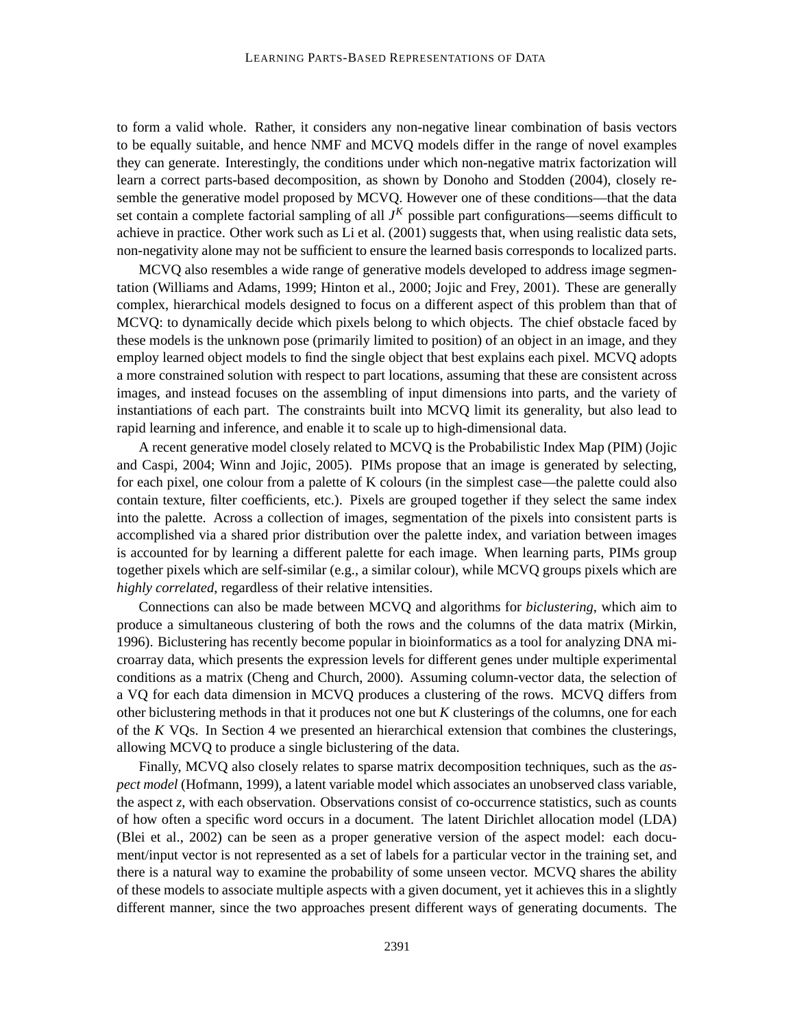to form a valid whole. Rather, it considers any non-negative linear combination of basis vectors to be equally suitable, and hence NMF and MCVQ models differ in the range of novel examples they can generate. Interestingly, the conditions under which non-negative matrix factorization will learn a correct parts-based decomposition, as shown by Donoho and Stodden (2004), closely resemble the generative model proposed by MCVQ. However one of these conditions—that the data set contain a complete factorial sampling of all $J^K$ possible part configurations—seems difficult to achieve in practice. Other work such as Li et al. (2001) suggests that, when using realistic data sets, non-negativity alone may not be sufficient to ensure the learned basis corresponds to localized parts.

MCVQ also resembles a wide range of generative models developed to address image segmentation (Williams and Adams, 1999; Hinton et al., 2000; Jojic and Frey, 2001). These are generally complex, hierarchical models designed to focus on a different aspect of this problem than that of MCVQ: to dynamically decide which pixels belong to which objects. The chief obstacle faced by these models is the unknown pose (primarily limited to position) of an object in an image, and they employ learned object models to find the single object that best explains each pixel. MCVQ adopts a more constrained solution with respect to part locations, assuming that these are consistent across images, and instead focuses on the assembling of input dimensions into parts, and the variety of instantiations of each part. The constraints built into MCVQ limit its generality, but also lead to rapid learning and inference, and enable it to scale up to high-dimensional data.

A recent generative model closely related to MCVQ is the Probabilistic Index Map (PIM) (Jojic and Caspi, 2004; Winn and Jojic, 2005). PIMs propose that an image is generated by selecting, for each pixel, one colour from a palette of K colours (in the simplest case—the palette could also contain texture, filter coefficients, etc.). Pixels are grouped together if they select the same index into the palette. Across a collection of images, segmentation of the pixels into consistent parts is accomplished via a shared prior distribution over the palette index, and variation between images is accounted for by learning a different palette for each image. When learning parts, PIMs group together pixels which are self-similar (e.g., a similar colour), while MCVQ groups pixels which are *highly correlated*, regardless of their relative intensities.

Connections can also be made between MCVQ and algorithms for *biclustering*, which aim to produce a simultaneous clustering of both the rows and the columns of the data matrix (Mirkin, 1996). Biclustering has recently become popular in bioinformatics as a tool for analyzing DNA microarray data, which presents the expression levels for different genes under multiple experimental conditions as a matrix (Cheng and Church, 2000). Assuming column-vector data, the selection of a VQ for each data dimension in MCVQ produces a clustering of the rows. MCVQ differs from other biclustering methods in that it produces not one but $K$ clusterings of the columns, one for each of the $K$ VQs. In Section 4 we presented an hierarchical extension that combines the clusterings, allowing MCVQ to produce a single biclustering of the data.

Finally, MCVQ also closely relates to sparse matrix decomposition techniques, such as the *aspect model* (Hofmann, 1999), a latent variable model which associates an unobserved class variable, the aspect $z$, with each observation. Observations consist of co-occurrence statistics, such as counts of how often a specific word occurs in a document. The latent Dirichlet allocation model (LDA) (Blei et al., 2002) can be seen as a proper generative version of the aspect model: each document/input vector is not represented as a set of labels for a particular vector in the training set, and there is a natural way to examine the probability of some unseen vector. MCVQ shares the ability of these models to associate multiple aspects with a given document, yet it achieves this in a slightly different manner, since the two approaches present different ways of generating documents. The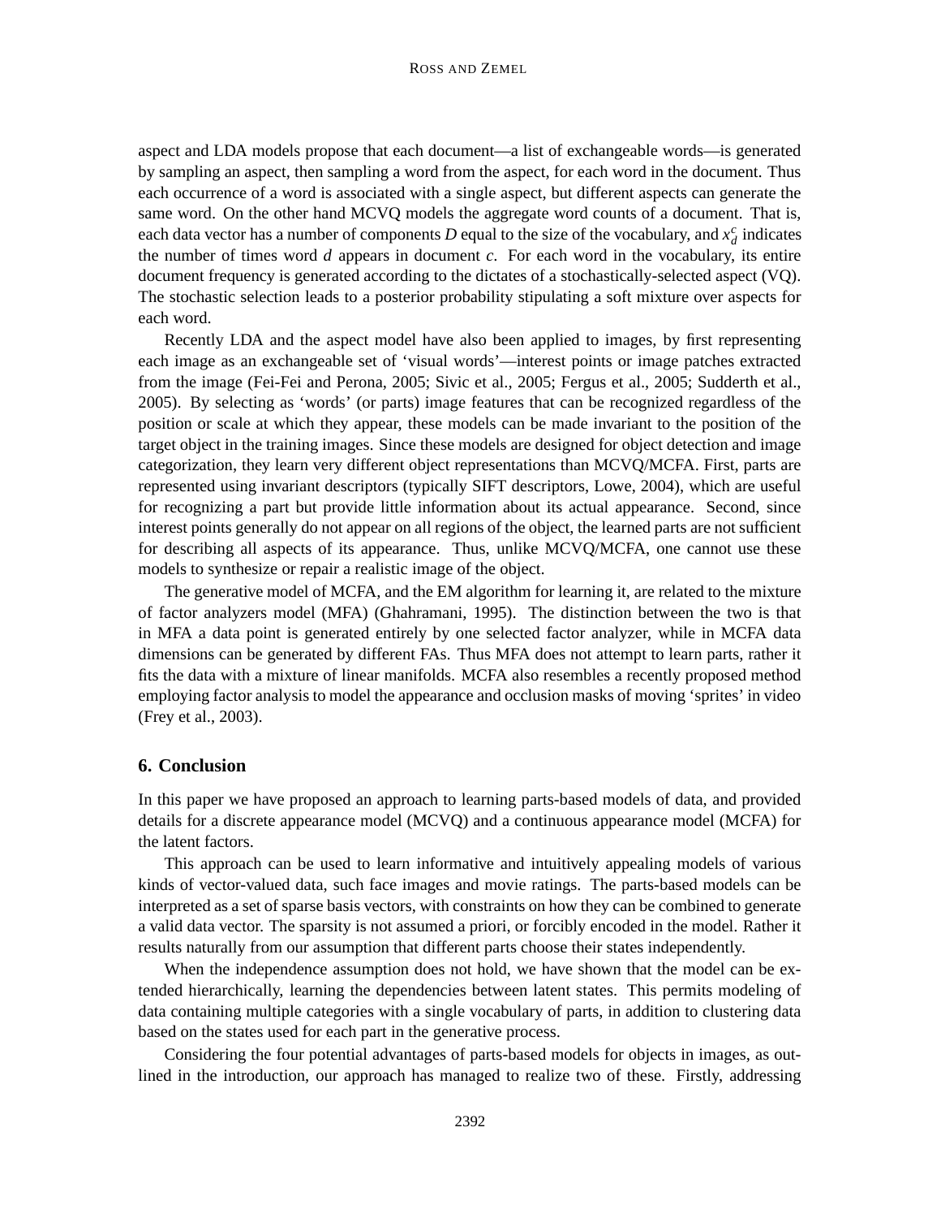aspect and LDA models propose that each document—a list of exchangeable words—is generated by sampling an aspect, then sampling a word from the aspect, for each word in the document. Thus each occurrence of a word is associated with a single aspect, but different aspects can generate the same word. On the other hand MCVQ models the aggregate word counts of a document. That is, each data vector has a number of components $D$ equal to the size of the vocabulary, and $x_d^c$ indicates the number of times word $d$ appears in document $c$. For each word in the vocabulary, its entire document frequency is generated according to the dictates of a stochastically-selected aspect (VQ). The stochastic selection leads to a posterior probability stipulating a soft mixture over aspects for each word.

Recently LDA and the aspect model have also been applied to images, by first representing each image as an exchangeable set of 'visual words'—interest points or image patches extracted from the image (Fei-Fei and Perona, 2005; Sivic et al., 2005; Fergus et al., 2005; Sudderth et al., 2005). By selecting as 'words' (or parts) image features that can be recognized regardless of the position or scale at which they appear, these models can be made invariant to the position of the target object in the training images. Since these models are designed for object detection and image categorization, they learn very different object representations than MCVQ/MCFA. First, parts are represented using invariant descriptors (typically SIFT descriptors, Lowe, 2004), which are useful for recognizing a part but provide little information about its actual appearance. Second, since interest points generally do not appear on all regions of the object, the learned parts are not sufficient for describing all aspects of its appearance. Thus, unlike MCVQ/MCFA, one cannot use these models to synthesize or repair a realistic image of the object.

The generative model of MCFA, and the EM algorithm for learning it, are related to the mixture of factor analyzers model (MFA) (Ghahramani, 1995). The distinction between the two is that in MFA a data point is generated entirely by one selected factor analyzer, while in MCFA data dimensions can be generated by different FAs. Thus MFA does not attempt to learn parts, rather it fits the data with a mixture of linear manifolds. MCFA also resembles a recently proposed method employing factor analysis to model the appearance and occlusion masks of moving 'sprites' in video (Frey et al., 2003).

## 6. Conclusion

In this paper we have proposed an approach to learning parts-based models of data, and provided details for a discrete appearance model (MCVQ) and a continuous appearance model (MCFA) for the latent factors.

This approach can be used to learn informative and intuitively appealing models of various kinds of vector-valued data, such face images and movie ratings. The parts-based models can be interpreted as a set of sparse basis vectors, with constraints on how they can be combined to generate a valid data vector. The sparsity is not assumed a priori, or forcibly encoded in the model. Rather it results naturally from our assumption that different parts choose their states independently.

When the independence assumption does not hold, we have shown that the model can be extended hierarchically, learning the dependencies between latent states. This permits modeling of data containing multiple categories with a single vocabulary of parts, in addition to clustering data based on the states used for each part in the generative process.

Considering the four potential advantages of parts-based models for objects in images, as outlined in the introduction, our approach has managed to realize two of these. Firstly, addressing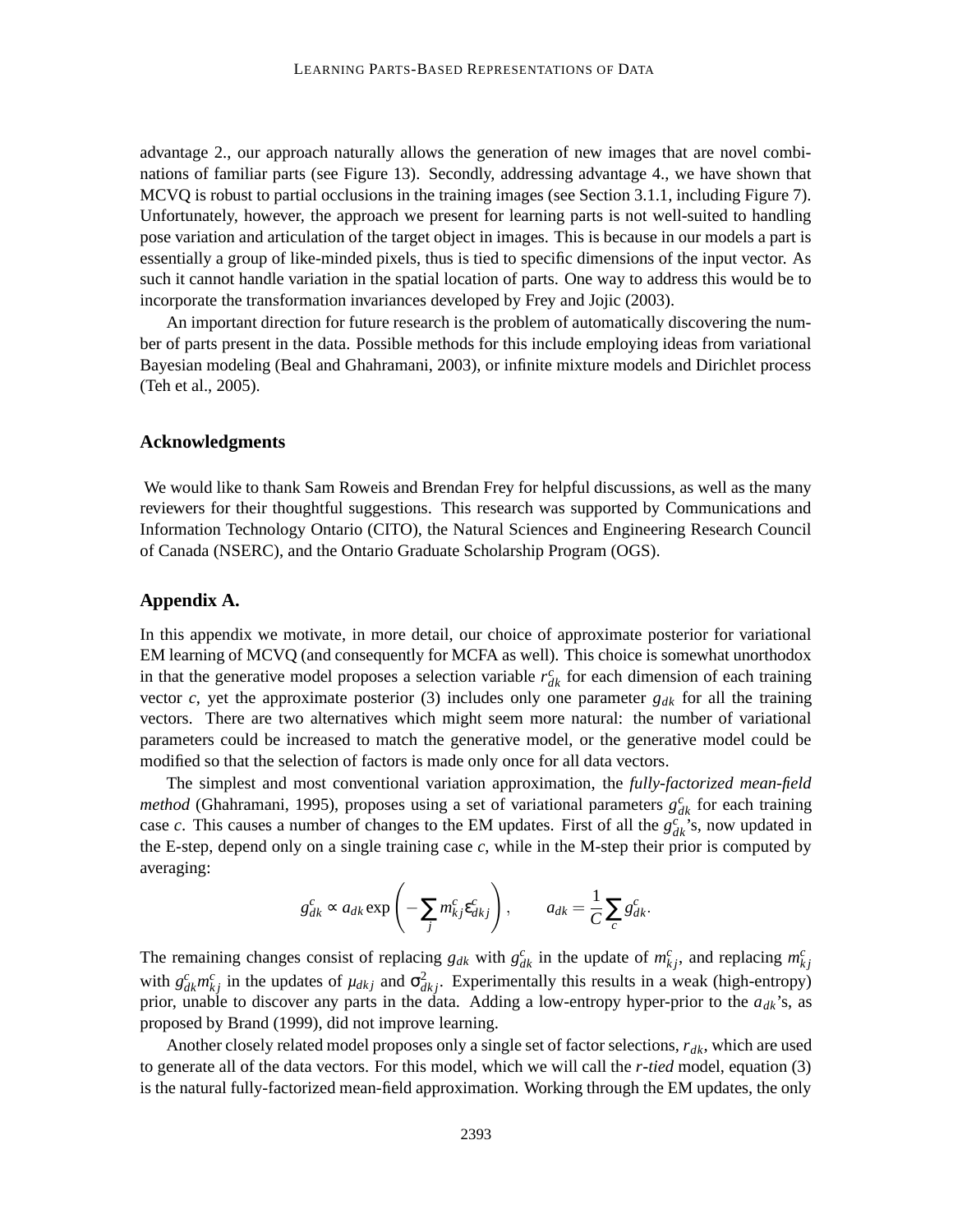advantage 2., our approach naturally allows the generation of new images that are novel combinations of familiar parts (see Figure 13). Secondly, addressing advantage 4., we have shown that MCVQ is robust to partial occlusions in the training images (see Section 3.1.1, including Figure 7). Unfortunately, however, the approach we present for learning parts is not well-suited to handling pose variation and articulation of the target object in images. This is because in our models a part is essentially a group of like-minded pixels, thus is tied to specific dimensions of the input vector. As such it cannot handle variation in the spatial location of parts. One way to address this would be to incorporate the transformation invariances developed by Frey and Jojic (2003).

An important direction for future research is the problem of automatically discovering the number of parts present in the data. Possible methods for this include employing ideas from variational Bayesian modeling (Beal and Ghahramani, 2003), or infinite mixture models and Dirichlet process (Teh et al., 2005).

## Acknowledgments

We would like to thank Sam Roweis and Brendan Frey for helpful discussions, as well as the many reviewers for their thoughtful suggestions. This research was supported by Communications and Information Technology Ontario (CITO), the Natural Sciences and Engineering Research Council of Canada (NSERC), and the Ontario Graduate Scholarship Program (OGS).

## Appendix A.

In this appendix we motivate, in more detail, our choice of approximate posterior for variational EM learning of MCVQ (and consequently for MCFA as well). This choice is somewhat unorthodox in that the generative model proposes a selection variable $r^c_{dk}$ for each dimension of each training vector $c$, yet the approximate posterior (3) includes only one parameter $g_{dk}$ for all the training vectors. There are two alternatives which might seem more natural: the number of variational parameters could be increased to match the generative model, or the generative model could be modified so that the selection of factors is made only once for all data vectors.

The simplest and most conventional variation approximation, the *fully-factorized mean-field method* (Ghahramani, 1995), proposes using a set of variational parameters $g^c_{dk}$ for each training case $c$. This causes a number of changes to the EM updates. First of all the $g^c_{dk}$'s, now updated in the E-step, depend only on a single training case $c$, while in the M-step their prior is computed by averaging:

$$g^c_{dk} \propto a_{dk} \exp\left(-\sum_j m^c_{kj} \varepsilon^c_{dkj}\right), \qquad a_{dk} = \frac{1}{C}\sum_c g^c_{dk}.$$

The remaining changes consist of replacing $g_{dk}$ with $g^c_{dk}$ in the update of $m^c_{kj}$, and replacing $m^c_{kj}$ with $g^c_{dk} m^c_{kj}$ in the updates of $\mu_{dkj}$ and $\sigma^2_{dkj}$. Experimentally this results in a weak (high-entropy) prior, unable to discover any parts in the data. Adding a low-entropy hyper-prior to the $a_{dk}$'s, as proposed by Brand (1999), did not improve learning.

Another closely related model proposes only a single set of factor selections, $r_{dk}$, which are used to generate all of the data vectors. For this model, which we will call the *r-tied* model, equation (3) is the natural fully-factorized mean-field approximation. Working through the EM updates, the only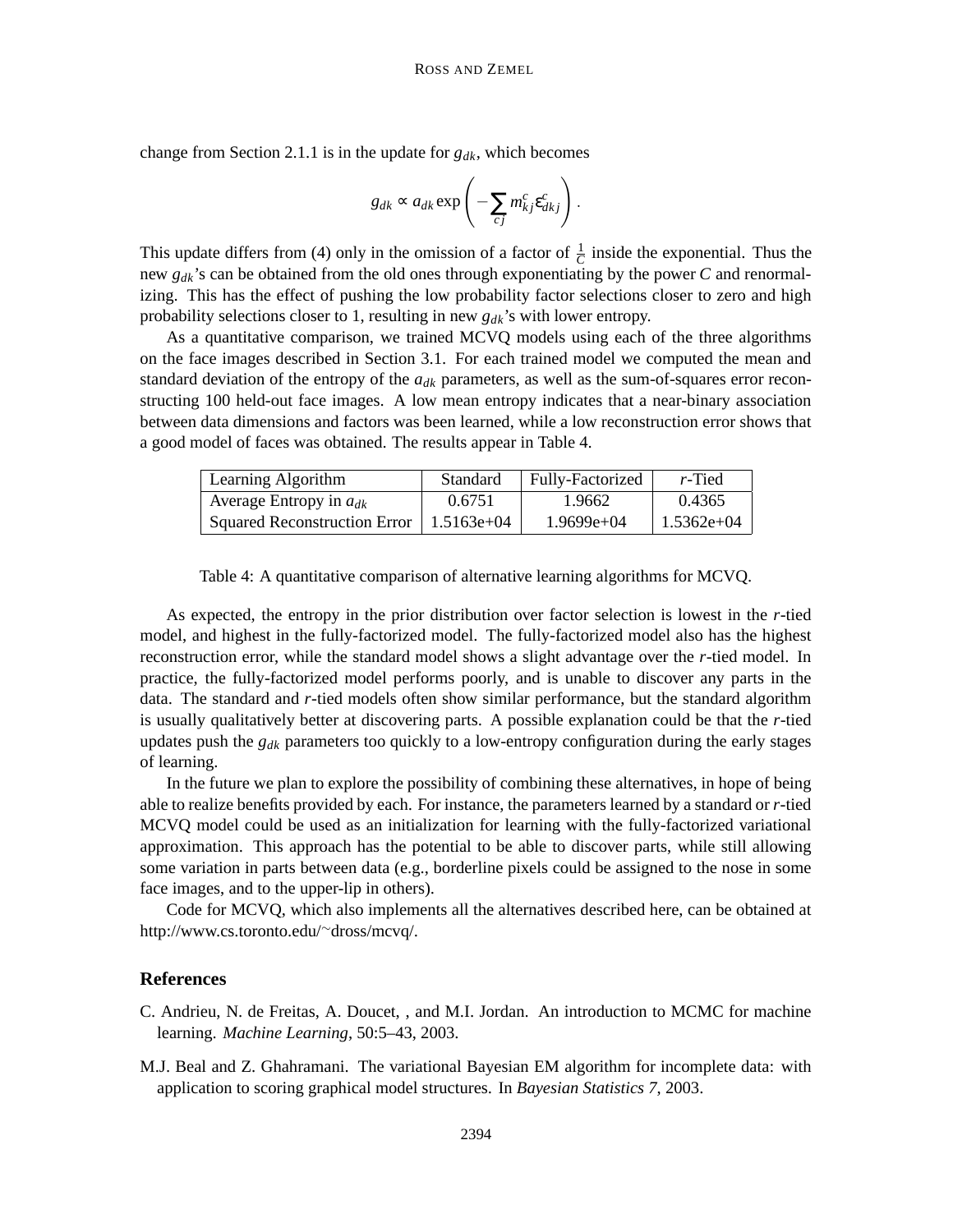change from Section 2.1.1 is in the update for $g_{dk}$, which becomes

$$g_{dk} \propto a_{dk} \exp\left(-\sum_{cj} m_{kj}^c \varepsilon_{dkj}^c\right).$$

This update differs from (4) only in the omission of a factor of $\frac{1}{C}$ inside the exponential. Thus the new $g_{dk}$'s can be obtained from the old ones through exponentiating by the power $C$ and renormalizing. This has the effect of pushing the low probability factor selections closer to zero and high probability selections closer to 1, resulting in new $g_{dk}$'s with lower entropy.

As a quantitative comparison, we trained MCVQ models using each of the three algorithms on the face images described in Section 3.1. For each trained model we computed the mean and standard deviation of the entropy of the $a_{dk}$ parameters, as well as the sum-of-squares error reconstructing 100 held-out face images. A low mean entropy indicates that a near-binary association between data dimensions and factors was been learned, while a low reconstruction error shows that a good model of faces was obtained. The results appear in Table 4.

| Learning Algorithm | Standard | Fully-Factorized | $r$-Tied |
|---|---|---|---|
| Average Entropy in $a_{dk}$ | 0.6751 | 1.9662 | 0.4365 |
| Squared Reconstruction Error | 1.5163e+04 | 1.9699e+04 | 1.5362e+04 |

Table 4: A quantitative comparison of alternative learning algorithms for MCVQ.

As expected, the entropy in the prior distribution over factor selection is lowest in the $r$-tied model, and highest in the fully-factorized model. The fully-factorized model also has the highest reconstruction error, while the standard model shows a slight advantage over the $r$-tied model. In practice, the fully-factorized model performs poorly, and is unable to discover any parts in the data. The standard and $r$-tied models often show similar performance, but the standard algorithm is usually qualitatively better at discovering parts. A possible explanation could be that the $r$-tied updates push the $g_{dk}$ parameters too quickly to a low-entropy configuration during the early stages of learning.

In the future we plan to explore the possibility of combining these alternatives, in hope of being able to realize benefits provided by each. For instance, the parameters learned by a standard or $r$-tied MCVQ model could be used as an initialization for learning with the fully-factorized variational approximation. This approach has the potential to be able to discover parts, while still allowing some variation in parts between data (e.g., borderline pixels could be assigned to the nose in some face images, and to the upper-lip in others).

Code for MCVQ, which also implements all the alternatives described here, can be obtained at http://www.cs.toronto.edu/~dross/mcvq/.

## References

C. Andrieu, N. de Freitas, A. Doucet, , and M.I. Jordan. An introduction to MCMC for machine learning. *Machine Learning*, 50:5–43, 2003.

M.J. Beal and Z. Ghahramani. The variational Bayesian EM algorithm for incomplete data: with application to scoring graphical model structures. In *Bayesian Statistics 7*, 2003.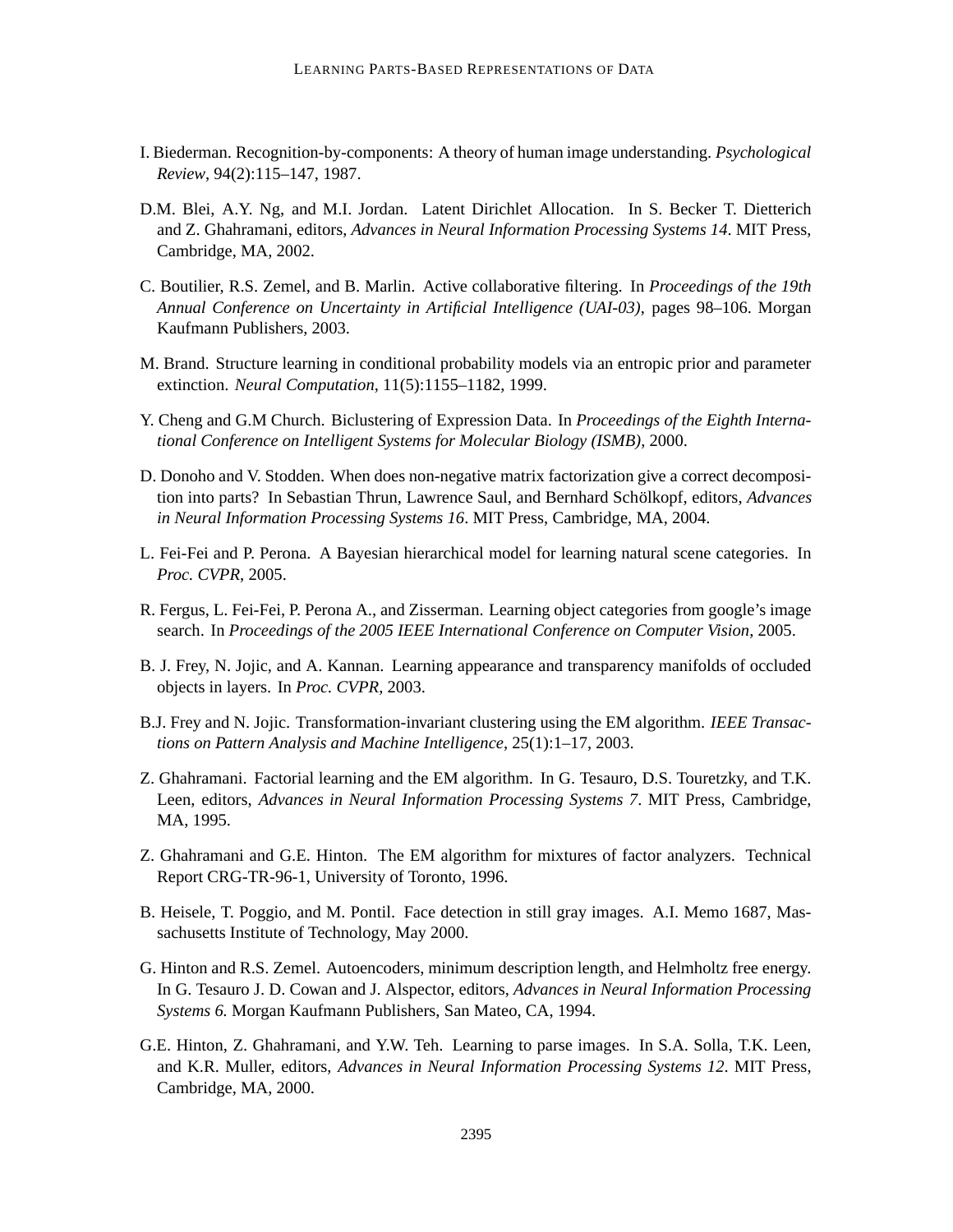I. Biederman. Recognition-by-components: A theory of human image understanding. *Psychological Review*, 94(2):115–147, 1987.

D.M. Blei, A.Y. Ng, and M.I. Jordan. Latent Dirichlet Allocation. In S. Becker T. Dietterich and Z. Ghahramani, editors, *Advances in Neural Information Processing Systems 14*. MIT Press, Cambridge, MA, 2002.

C. Boutilier, R.S. Zemel, and B. Marlin. Active collaborative filtering. In *Proceedings of the 19th Annual Conference on Uncertainty in Artificial Intelligence (UAI-03)*, pages 98–106. Morgan Kaufmann Publishers, 2003.

M. Brand. Structure learning in conditional probability models via an entropic prior and parameter extinction. *Neural Computation*, 11(5):1155–1182, 1999.

Y. Cheng and G.M Church. Biclustering of Expression Data. In *Proceedings of the Eighth International Conference on Intelligent Systems for Molecular Biology (ISMB)*, 2000.

D. Donoho and V. Stodden. When does non-negative matrix factorization give a correct decomposition into parts? In Sebastian Thrun, Lawrence Saul, and Bernhard Schölkopf, editors, *Advances in Neural Information Processing Systems 16*. MIT Press, Cambridge, MA, 2004.

L. Fei-Fei and P. Perona. A Bayesian hierarchical model for learning natural scene categories. In *Proc. CVPR*, 2005.

R. Fergus, L. Fei-Fei, P. Perona A., and Zisserman. Learning object categories from google's image search. In *Proceedings of the 2005 IEEE International Conference on Computer Vision*, 2005.

B. J. Frey, N. Jojic, and A. Kannan. Learning appearance and transparency manifolds of occluded objects in layers. In *Proc. CVPR*, 2003.

B.J. Frey and N. Jojic. Transformation-invariant clustering using the EM algorithm. *IEEE Transactions on Pattern Analysis and Machine Intelligence*, 25(1):1–17, 2003.

Z. Ghahramani. Factorial learning and the EM algorithm. In G. Tesauro, D.S. Touretzky, and T.K. Leen, editors, *Advances in Neural Information Processing Systems 7*. MIT Press, Cambridge, MA, 1995.

Z. Ghahramani and G.E. Hinton. The EM algorithm for mixtures of factor analyzers. Technical Report CRG-TR-96-1, University of Toronto, 1996.

B. Heisele, T. Poggio, and M. Pontil. Face detection in still gray images. A.I. Memo 1687, Massachusetts Institute of Technology, May 2000.

G. Hinton and R.S. Zemel. Autoencoders, minimum description length, and Helmholtz free energy. In G. Tesauro J. D. Cowan and J. Alspector, editors, *Advances in Neural Information Processing Systems 6.* Morgan Kaufmann Publishers, San Mateo, CA, 1994.

G.E. Hinton, Z. Ghahramani, and Y.W. Teh. Learning to parse images. In S.A. Solla, T.K. Leen, and K.R. Muller, editors, *Advances in Neural Information Processing Systems 12*. MIT Press, Cambridge, MA, 2000.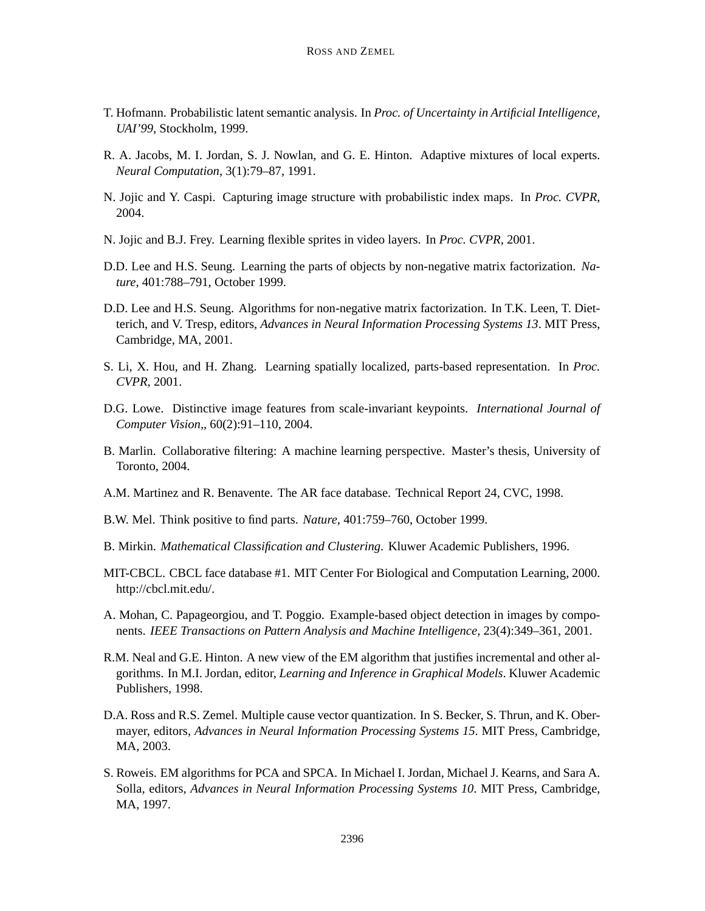T. Hofmann. Probabilistic latent semantic analysis. In *Proc. of Uncertainty in Artificial Intelligence, UAI'99*, Stockholm, 1999.

R. A. Jacobs, M. I. Jordan, S. J. Nowlan, and G. E. Hinton. Adaptive mixtures of local experts. *Neural Computation*, 3(1):79–87, 1991.

N. Jojic and Y. Caspi. Capturing image structure with probabilistic index maps. In *Proc. CVPR*, 2004.

N. Jojic and B.J. Frey. Learning flexible sprites in video layers. In *Proc. CVPR*, 2001.

D.D. Lee and H.S. Seung. Learning the parts of objects by non-negative matrix factorization. *Nature*, 401:788–791, October 1999.

D.D. Lee and H.S. Seung. Algorithms for non-negative matrix factorization. In T.K. Leen, T. Dietterich, and V. Tresp, editors, *Advances in Neural Information Processing Systems 13*. MIT Press, Cambridge, MA, 2001.

S. Li, X. Hou, and H. Zhang. Learning spatially localized, parts-based representation. In *Proc. CVPR*, 2001.

D.G. Lowe. Distinctive image features from scale-invariant keypoints. *International Journal of Computer Vision,*, 60(2):91–110, 2004.

B. Marlin. Collaborative filtering: A machine learning perspective. Master's thesis, University of Toronto, 2004.

A.M. Martinez and R. Benavente. The AR face database. Technical Report 24, CVC, 1998.

B.W. Mel. Think positive to find parts. *Nature*, 401:759–760, October 1999.

B. Mirkin. *Mathematical Classification and Clustering*. Kluwer Academic Publishers, 1996.

MIT-CBCL. CBCL face database #1. MIT Center For Biological and Computation Learning, 2000. http://cbcl.mit.edu/.

A. Mohan, C. Papageorgiou, and T. Poggio. Example-based object detection in images by components. *IEEE Transactions on Pattern Analysis and Machine Intelligence*, 23(4):349–361, 2001.

R.M. Neal and G.E. Hinton. A new view of the EM algorithm that justifies incremental and other algorithms. In M.I. Jordan, editor, *Learning and Inference in Graphical Models*. Kluwer Academic Publishers, 1998.

D.A. Ross and R.S. Zemel. Multiple cause vector quantization. In S. Becker, S. Thrun, and K. Obermayer, editors, *Advances in Neural Information Processing Systems 15*. MIT Press, Cambridge, MA, 2003.

S. Roweis. EM algorithms for PCA and SPCA. In Michael I. Jordan, Michael J. Kearns, and Sara A. Solla, editors, *Advances in Neural Information Processing Systems 10*. MIT Press, Cambridge, MA, 1997.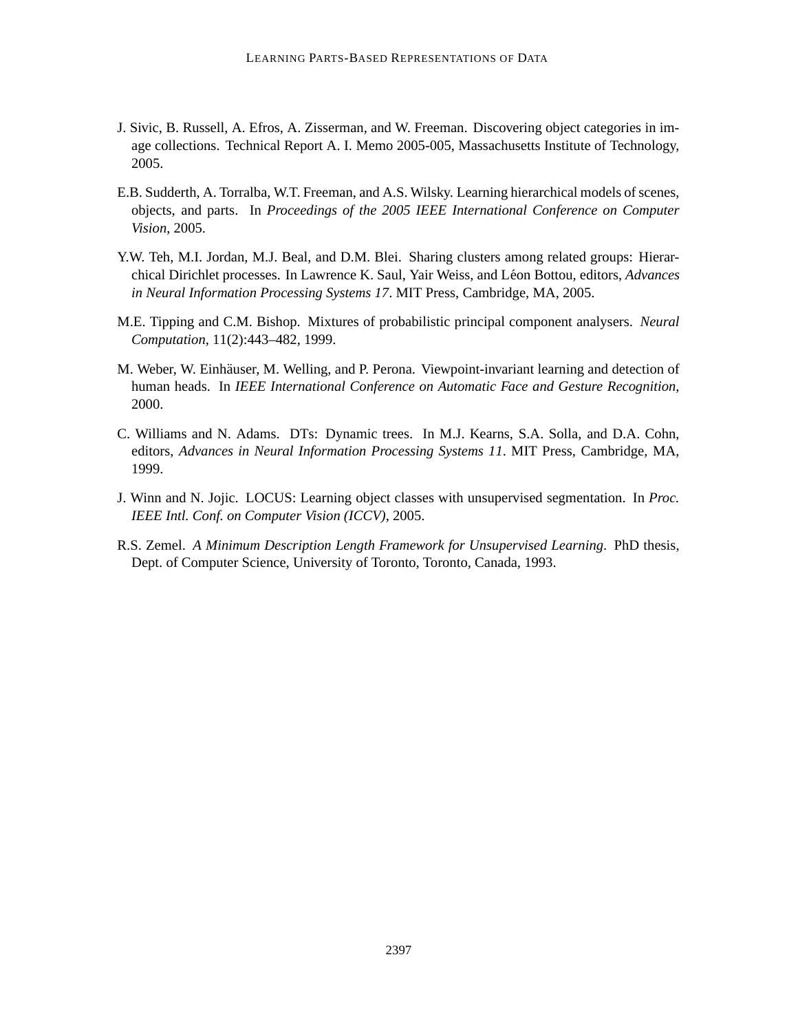J. Sivic, B. Russell, A. Efros, A. Zisserman, and W. Freeman. Discovering object categories in image collections. Technical Report A. I. Memo 2005-005, Massachusetts Institute of Technology, 2005.

E.B. Sudderth, A. Torralba, W.T. Freeman, and A.S. Wilsky. Learning hierarchical models of scenes, objects, and parts. In *Proceedings of the 2005 IEEE International Conference on Computer Vision*, 2005.

Y.W. Teh, M.I. Jordan, M.J. Beal, and D.M. Blei. Sharing clusters among related groups: Hierarchical Dirichlet processes. In Lawrence K. Saul, Yair Weiss, and Léon Bottou, editors, *Advances in Neural Information Processing Systems 17*. MIT Press, Cambridge, MA, 2005.

M.E. Tipping and C.M. Bishop. Mixtures of probabilistic principal component analysers. *Neural Computation*, 11(2):443–482, 1999.

M. Weber, W. Einhäuser, M. Welling, and P. Perona. Viewpoint-invariant learning and detection of human heads. In *IEEE International Conference on Automatic Face and Gesture Recognition*, 2000.

C. Williams and N. Adams. DTs: Dynamic trees. In M.J. Kearns, S.A. Solla, and D.A. Cohn, editors, *Advances in Neural Information Processing Systems 11*. MIT Press, Cambridge, MA, 1999.

J. Winn and N. Jojic. LOCUS: Learning object classes with unsupervised segmentation. In *Proc. IEEE Intl. Conf. on Computer Vision (ICCV)*, 2005.

R.S. Zemel. *A Minimum Description Length Framework for Unsupervised Learning*. PhD thesis, Dept. of Computer Science, University of Toronto, Toronto, Canada, 1993.